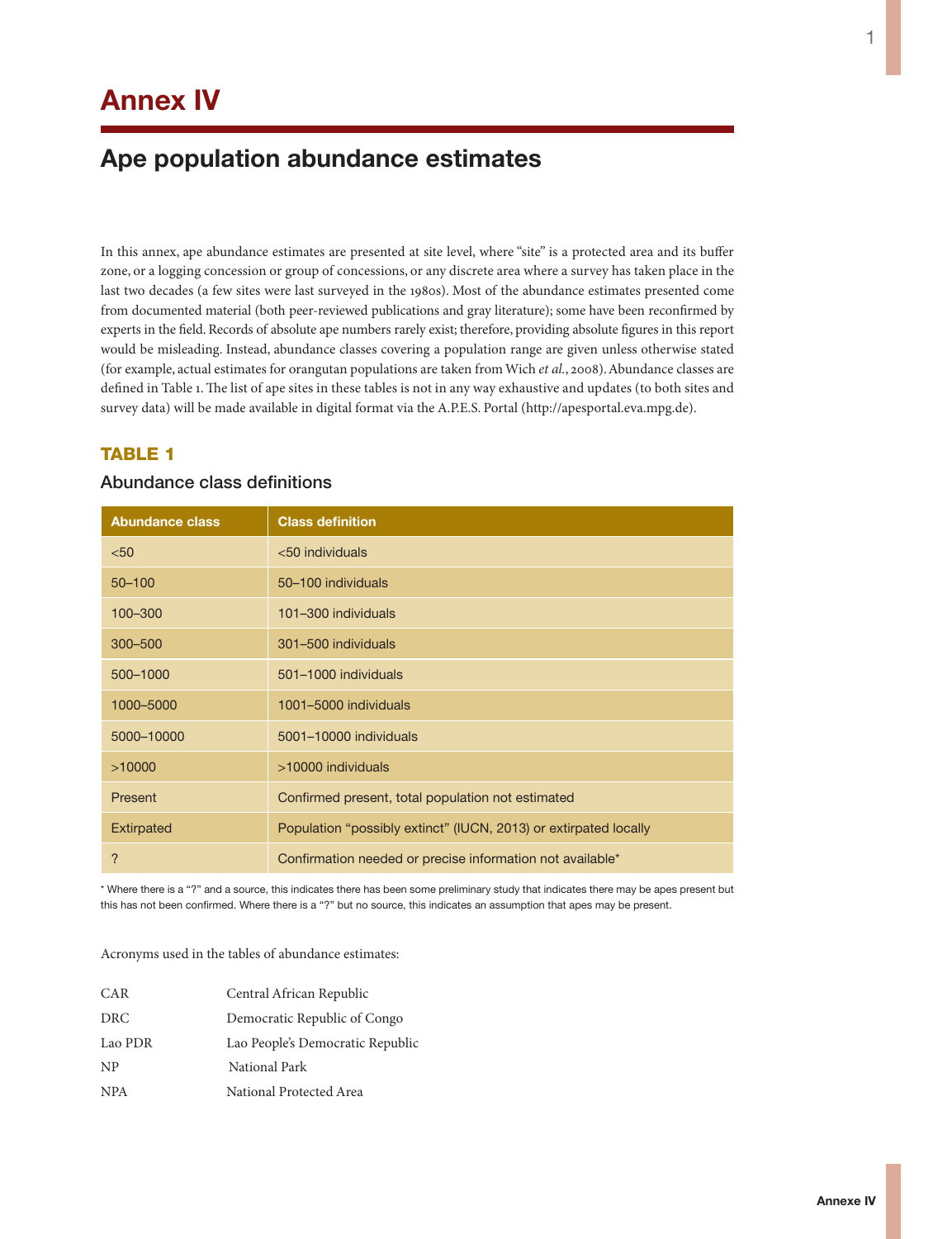# Annex IV

## Ape population abundance estimates

In this annex, ape abundance estimates are presented at site level, where "site" is a protected area and its buffer zone, or a logging concession or group of concessions, or any discrete area where a survey has taken place in the last two decades (a few sites were last surveyed in the 1980s). Most of the abundance estimates presented come from documented material (both peer-reviewed publications and gray literature); some have been reconfirmed by experts in the field. Records of absolute ape numbers rarely exist; therefore, providing absolute figures in this report would be misleading. Instead, abundance classes covering a population range are given unless otherwise stated (for example, actual estimates for orangutan populations are taken from Wich *et al.*, 2008). Abundance classes are defined in Table 1. The list of ape sites in these tables is not in any way exhaustive and updates (to both sites and survey data) will be made available in digital format via the A.P.E.S. Portal (http://apesportal.eva.mpg.de).

### TABLE 1

### Abundance class definitions

| Abundance class | Class definition |
|---|---|
| <50 | <50 individuals |
| 50–100 | 50–100 individuals |
| 100–300 | 101–300 individuals |
| 300–500 | 301–500 individuals |
| 500–1000 | 501–1000 individuals |
| 1000–5000 | 1001–5000 individuals |
| 5000–10000 | 5001–10000 individuals |
| >10000 | >10000 individuals |
| Present | Confirmed present, total population not estimated |
| Extirpated | Population "possibly extinct" (IUCN, 2013) or extirpated locally |
| ? | Confirmation needed or precise information not available* |

* Where there is a "?" and a source, this indicates there has been some preliminary study that indicates there may be apes present but this has not been confirmed. Where there is a "?" but no source, this indicates an assumption that apes may be present.

Acronyms used in the tables of abundance estimates:

| | |
|---|---|
| CAR | Central African Republic |
| DRC | Democratic Republic of Congo |
| Lao PDR | Lao People's Democratic Republic |
| NP | National Park |
| NPA | National Protected Area |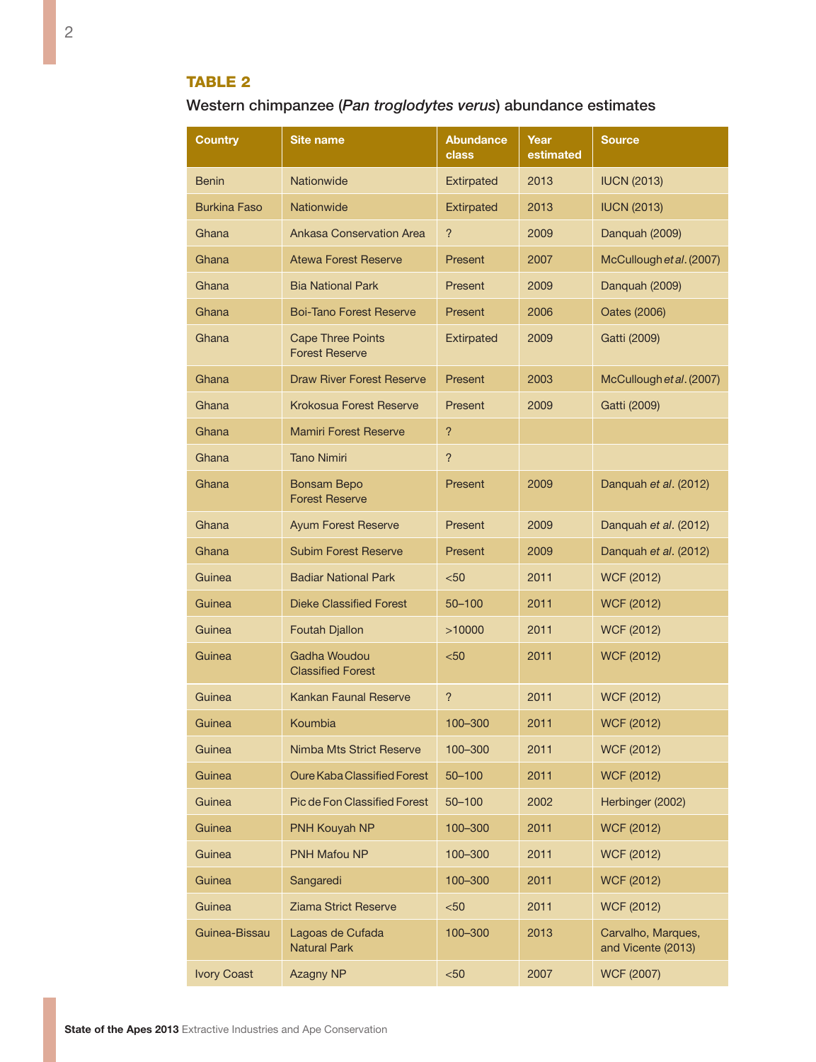## TABLE 2

Western chimpanzee (*Pan troglodytes verus*) abundance estimates

| Country | Site name | Abundance class | Year estimated | Source |
|---|---|---|---|---|
| Benin | Nationwide | Extirpated | 2013 | IUCN (2013) |
| Burkina Faso | Nationwide | Extirpated | 2013 | IUCN (2013) |
| Ghana | Ankasa Conservation Area | ? | 2009 | Danquah (2009) |
| Ghana | Atewa Forest Reserve | Present | 2007 | McCullough *et al*. (2007) |
| Ghana | Bia National Park | Present | 2009 | Danquah (2009) |
| Ghana | Boi-Tano Forest Reserve | Present | 2006 | Oates (2006) |
| Ghana | Cape Three Points Forest Reserve | Extirpated | 2009 | Gatti (2009) |
| Ghana | Draw River Forest Reserve | Present | 2003 | McCullough *et al*. (2007) |
| Ghana | Krokosua Forest Reserve | Present | 2009 | Gatti (2009) |
| Ghana | Mamiri Forest Reserve | ? | | |
| Ghana | Tano Nimiri | ? | | |
| Ghana | Bonsam Bepo Forest Reserve | Present | 2009 | Danquah *et al*. (2012) |
| Ghana | Ayum Forest Reserve | Present | 2009 | Danquah *et al*. (2012) |
| Ghana | Subim Forest Reserve | Present | 2009 | Danquah *et al*. (2012) |
| Guinea | Badiar National Park | <50 | 2011 | WCF (2012) |
| Guinea | Dieke Classified Forest | 50–100 | 2011 | WCF (2012) |
| Guinea | Foutah Djallon | >10000 | 2011 | WCF (2012) |
| Guinea | Gadha Woudou Classified Forest | <50 | 2011 | WCF (2012) |
| Guinea | Kankan Faunal Reserve | ? | 2011 | WCF (2012) |
| Guinea | Koumbia | 100–300 | 2011 | WCF (2012) |
| Guinea | Nimba Mts Strict Reserve | 100–300 | 2011 | WCF (2012) |
| Guinea | Oure Kaba Classified Forest | 50–100 | 2011 | WCF (2012) |
| Guinea | Pic de Fon Classified Forest | 50–100 | 2002 | Herbinger (2002) |
| Guinea | PNH Kouyah NP | 100–300 | 2011 | WCF (2012) |
| Guinea | PNH Mafou NP | 100–300 | 2011 | WCF (2012) |
| Guinea | Sangaredi | 100–300 | 2011 | WCF (2012) |
| Guinea | Ziama Strict Reserve | <50 | 2011 | WCF (2012) |
| Guinea-Bissau | Lagoas de Cufada Natural Park | 100–300 | 2013 | Carvalho, Marques, and Vicente (2013) |
| Ivory Coast | Azagny NP | <50 | 2007 | WCF (2007) |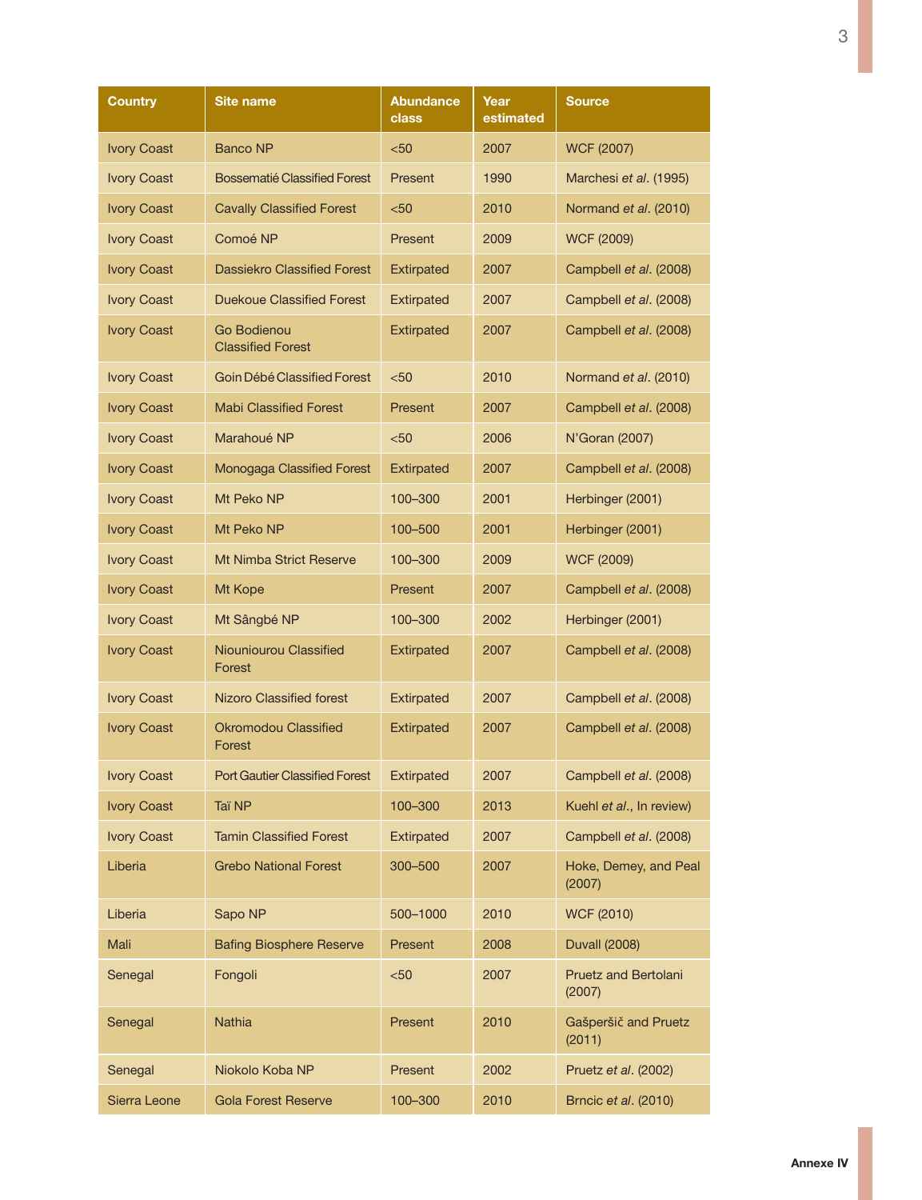| Country | Site name | Abundance class | Year estimated | Source |
|---|---|---|---|---|
| Ivory Coast | Banco NP | <50 | 2007 | WCF (2007) |
| Ivory Coast | Bossematié Classified Forest | Present | 1990 | Marchesi *et al*. (1995) |
| Ivory Coast | Cavally Classified Forest | <50 | 2010 | Normand *et al*. (2010) |
| Ivory Coast | Comoé NP | Present | 2009 | WCF (2009) |
| Ivory Coast | Dassiekro Classified Forest | Extirpated | 2007 | Campbell *et al*. (2008) |
| Ivory Coast | Duekoue Classified Forest | Extirpated | 2007 | Campbell *et al*. (2008) |
| Ivory Coast | Go Bodienou Classified Forest | Extirpated | 2007 | Campbell *et al*. (2008) |
| Ivory Coast | Goin Débé Classified Forest | <50 | 2010 | Normand *et al*. (2010) |
| Ivory Coast | Mabi Classified Forest | Present | 2007 | Campbell *et al*. (2008) |
| Ivory Coast | Marahoué NP | <50 | 2006 | N'Goran (2007) |
| Ivory Coast | Monogaga Classified Forest | Extirpated | 2007 | Campbell *et al*. (2008) |
| Ivory Coast | Mt Peko NP | 100–300 | 2001 | Herbinger (2001) |
| Ivory Coast | Mt Peko NP | 100–500 | 2001 | Herbinger (2001) |
| Ivory Coast | Mt Nimba Strict Reserve | 100–300 | 2009 | WCF (2009) |
| Ivory Coast | Mt Kope | Present | 2007 | Campbell *et al*. (2008) |
| Ivory Coast | Mt Sângbé NP | 100–300 | 2002 | Herbinger (2001) |
| Ivory Coast | Niouniourou Classified Forest | Extirpated | 2007 | Campbell *et al*. (2008) |
| Ivory Coast | Nizoro Classified forest | Extirpated | 2007 | Campbell *et al*. (2008) |
| Ivory Coast | Okromodou Classified Forest | Extirpated | 2007 | Campbell *et al*. (2008) |
| Ivory Coast | Port Gautier Classified Forest | Extirpated | 2007 | Campbell *et al*. (2008) |
| Ivory Coast | Taï NP | 100–300 | 2013 | Kuehl *et al*., In review) |
| Ivory Coast | Tamin Classified Forest | Extirpated | 2007 | Campbell *et al*. (2008) |
| Liberia | Grebo National Forest | 300–500 | 2007 | Hoke, Demey, and Peal (2007) |
| Liberia | Sapo NP | 500–1000 | 2010 | WCF (2010) |
| Mali | Bafing Biosphere Reserve | Present | 2008 | Duvall (2008) |
| Senegal | Fongoli | <50 | 2007 | Pruetz and Bertolani (2007) |
| Senegal | Nathia | Present | 2010 | Gašperšič and Pruetz (2011) |
| Senegal | Niokolo Koba NP | Present | 2002 | Pruetz *et al*. (2002) |
| Sierra Leone | Gola Forest Reserve | 100–300 | 2010 | Brncic *et al*. (2010) |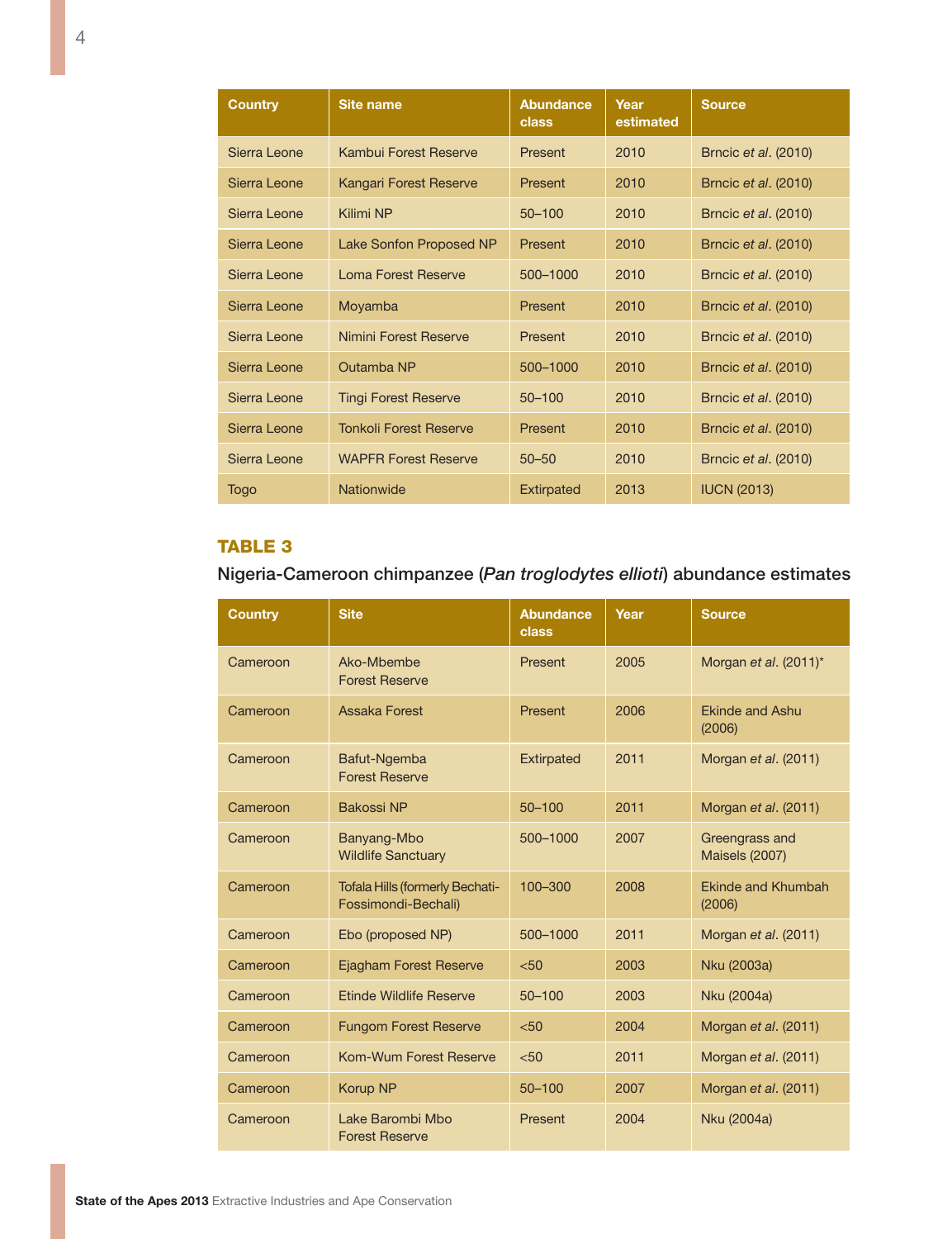| Country | Site name | Abundance class | Year estimated | Source |
|---|---|---|---|---|
| Sierra Leone | Kambui Forest Reserve | Present | 2010 | Brncic *et al*. (2010) |
| Sierra Leone | Kangari Forest Reserve | Present | 2010 | Brncic *et al*. (2010) |
| Sierra Leone | Kilimi NP | 50–100 | 2010 | Brncic *et al*. (2010) |
| Sierra Leone | Lake Sonfon Proposed NP | Present | 2010 | Brncic *et al*. (2010) |
| Sierra Leone | Loma Forest Reserve | 500–1000 | 2010 | Brncic *et al*. (2010) |
| Sierra Leone | Moyamba | Present | 2010 | Brncic *et al*. (2010) |
| Sierra Leone | Nimini Forest Reserve | Present | 2010 | Brncic *et al*. (2010) |
| Sierra Leone | Outamba NP | 500–1000 | 2010 | Brncic *et al*. (2010) |
| Sierra Leone | Tingi Forest Reserve | 50–100 | 2010 | Brncic *et al*. (2010) |
| Sierra Leone | Tonkoli Forest Reserve | Present | 2010 | Brncic *et al*. (2010) |
| Sierra Leone | WAPFR Forest Reserve | 50–50 | 2010 | Brncic *et al*. (2010) |
| Togo | Nationwide | Extirpated | 2013 | IUCN (2013) |

## TABLE 3

Nigeria-Cameroon chimpanzee (*Pan troglodytes ellioti*) abundance estimates

| Country | Site | Abundance class | Year | Source |
|---|---|---|---|---|
| Cameroon | Ako-Mbembe Forest Reserve | Present | 2005 | Morgan *et al*. (2011)* |
| Cameroon | Assaka Forest | Present | 2006 | Ekinde and Ashu (2006) |
| Cameroon | Bafut-Ngemba Forest Reserve | Extirpated | 2011 | Morgan *et al*. (2011) |
| Cameroon | Bakossi NP | 50–100 | 2011 | Morgan *et al*. (2011) |
| Cameroon | Banyang-Mbo Wildlife Sanctuary | 500–1000 | 2007 | Greengrass and Maisels (2007) |
| Cameroon | Tofala Hills (formerly Bechati-Fossimondi-Bechali) | 100–300 | 2008 | Ekinde and Khumbah (2006) |
| Cameroon | Ebo (proposed NP) | 500–1000 | 2011 | Morgan *et al*. (2011) |
| Cameroon | Ejagham Forest Reserve | <50 | 2003 | Nku (2003a) |
| Cameroon | Etinde Wildlife Reserve | 50–100 | 2003 | Nku (2004a) |
| Cameroon | Fungom Forest Reserve | <50 | 2004 | Morgan *et al*. (2011) |
| Cameroon | Kom-Wum Forest Reserve | <50 | 2011 | Morgan *et al*. (2011) |
| Cameroon | Korup NP | 50–100 | 2007 | Morgan *et al*. (2011) |
| Cameroon | Lake Barombi Mbo Forest Reserve | Present | 2004 | Nku (2004a) |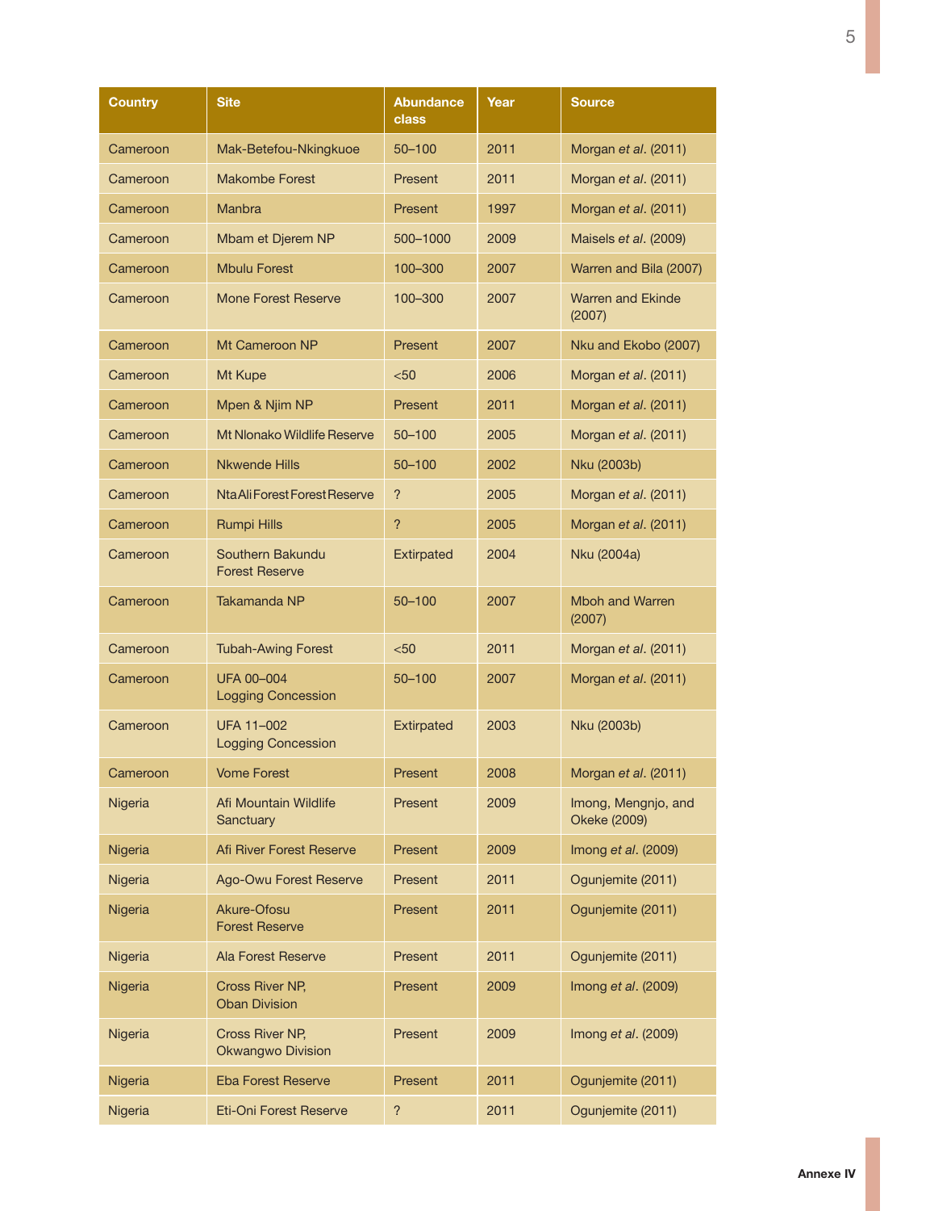| Country | Site | Abundance class | Year | Source |
|---|---|---|---|---|
| Cameroon | Mak-Betefou-Nkingkuoe | 50–100 | 2011 | Morgan *et al*. (2011) |
| Cameroon | Makombe Forest | Present | 2011 | Morgan *et al*. (2011) |
| Cameroon | Manbra | Present | 1997 | Morgan *et al*. (2011) |
| Cameroon | Mbam et Djerem NP | 500–1000 | 2009 | Maisels *et al*. (2009) |
| Cameroon | Mbulu Forest | 100–300 | 2007 | Warren and Bila (2007) |
| Cameroon | Mone Forest Reserve | 100–300 | 2007 | Warren and Ekinde (2007) |
| Cameroon | Mt Cameroon NP | Present | 2007 | Nku and Ekobo (2007) |
| Cameroon | Mt Kupe | <50 | 2006 | Morgan *et al*. (2011) |
| Cameroon | Mpen & Njim NP | Present | 2011 | Morgan *et al*. (2011) |
| Cameroon | Mt Nlonako Wildlife Reserve | 50–100 | 2005 | Morgan *et al*. (2011) |
| Cameroon | Nkwende Hills | 50–100 | 2002 | Nku (2003b) |
| Cameroon | Nta Ali Forest Forest Reserve | ? | 2005 | Morgan *et al*. (2011) |
| Cameroon | Rumpi Hills | ? | 2005 | Morgan *et al*. (2011) |
| Cameroon | Southern Bakundu Forest Reserve | Extirpated | 2004 | Nku (2004a) |
| Cameroon | Takamanda NP | 50–100 | 2007 | Mboh and Warren (2007) |
| Cameroon | Tubah-Awing Forest | <50 | 2011 | Morgan *et al*. (2011) |
| Cameroon | UFA 00–004 Logging Concession | 50–100 | 2007 | Morgan *et al*. (2011) |
| Cameroon | UFA 11–002 Logging Concession | Extirpated | 2003 | Nku (2003b) |
| Cameroon | Vome Forest | Present | 2008 | Morgan *et al*. (2011) |
| Nigeria | Afi Mountain Wildlife Sanctuary | Present | 2009 | Imong, Mengnjo, and Okeke (2009) |
| Nigeria | Afi River Forest Reserve | Present | 2009 | Imong *et al*. (2009) |
| Nigeria | Ago-Owu Forest Reserve | Present | 2011 | Ogunjemite (2011) |
| Nigeria | Akure-Ofosu Forest Reserve | Present | 2011 | Ogunjemite (2011) |
| Nigeria | Ala Forest Reserve | Present | 2011 | Ogunjemite (2011) |
| Nigeria | Cross River NP, Oban Division | Present | 2009 | Imong *et al*. (2009) |
| Nigeria | Cross River NP, Okwangwo Division | Present | 2009 | Imong *et al*. (2009) |
| Nigeria | Eba Forest Reserve | Present | 2011 | Ogunjemite (2011) |
| Nigeria | Eti-Oni Forest Reserve | ? | 2011 | Ogunjemite (2011) |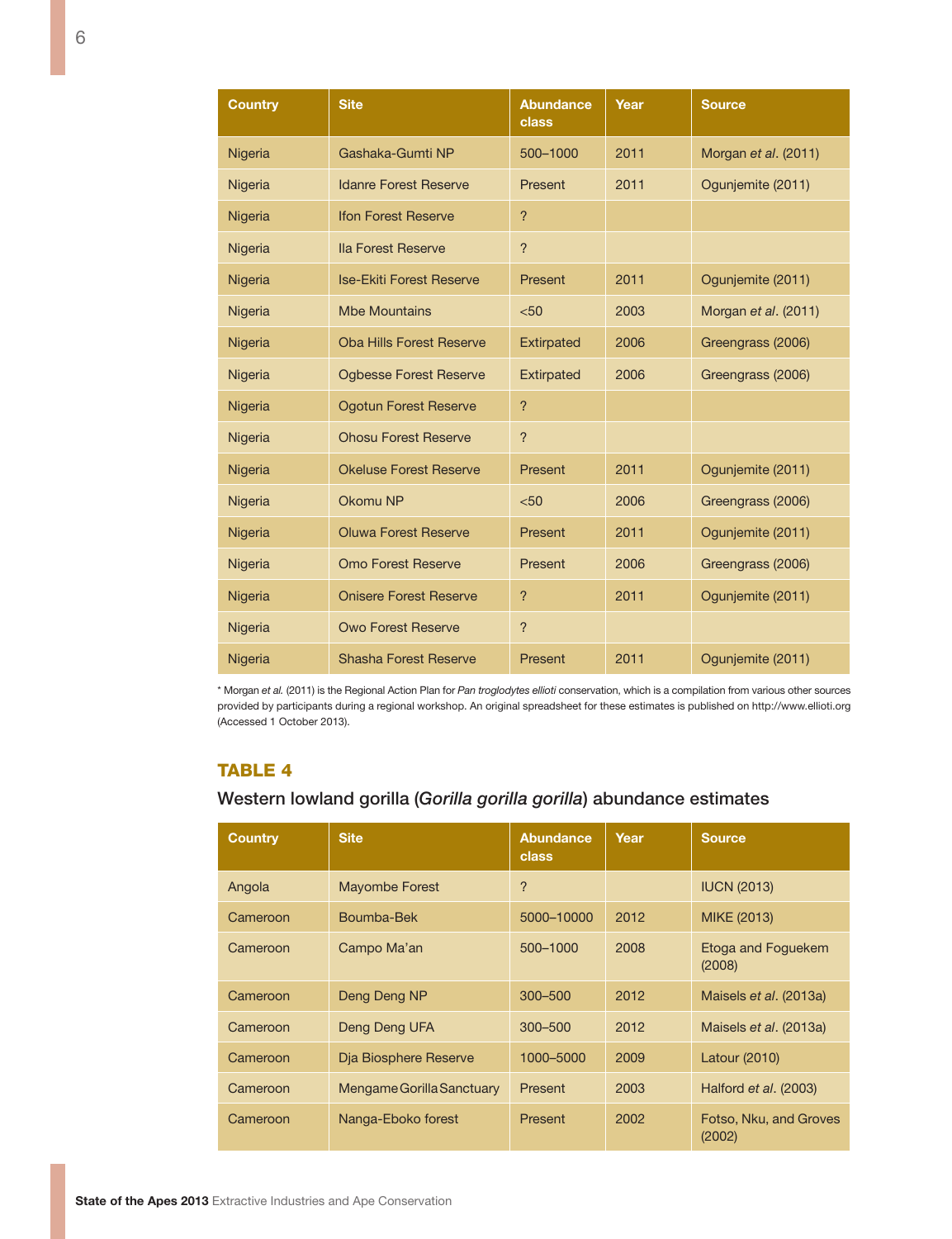| Country | Site | Abundance class | Year | Source |
|---|---|---|---|---|
| Nigeria | Gashaka-Gumti NP | 500–1000 | 2011 | Morgan *et al*. (2011) |
| Nigeria | Idanre Forest Reserve | Present | 2011 | Ogunjemite (2011) |
| Nigeria | Ifon Forest Reserve | ? | | |
| Nigeria | Ila Forest Reserve | ? | | |
| Nigeria | Ise-Ekiti Forest Reserve | Present | 2011 | Ogunjemite (2011) |
| Nigeria | Mbe Mountains | <50 | 2003 | Morgan *et al*. (2011) |
| Nigeria | Oba Hills Forest Reserve | Extirpated | 2006 | Greengrass (2006) |
| Nigeria | Ogbesse Forest Reserve | Extirpated | 2006 | Greengrass (2006) |
| Nigeria | Ogotun Forest Reserve | ? | | |
| Nigeria | Ohosu Forest Reserve | ? | | |
| Nigeria | Okeluse Forest Reserve | Present | 2011 | Ogunjemite (2011) |
| Nigeria | Okomu NP | <50 | 2006 | Greengrass (2006) |
| Nigeria | Oluwa Forest Reserve | Present | 2011 | Ogunjemite (2011) |
| Nigeria | Omo Forest Reserve | Present | 2006 | Greengrass (2006) |
| Nigeria | Onisere Forest Reserve | ? | 2011 | Ogunjemite (2011) |
| Nigeria | Owo Forest Reserve | ? | | |
| Nigeria | Shasha Forest Reserve | Present | 2011 | Ogunjemite (2011) |

* Morgan *et al.* (2011) is the Regional Action Plan for *Pan troglodytes ellioti* conservation, which is a compilation from various other sources provided by participants during a regional workshop. An original spreadsheet for these estimates is published on http://www.ellioti.org (Accessed 1 October 2013).

## TABLE 4

### Western lowland gorilla (*Gorilla gorilla gorilla*) abundance estimates

| Country | Site | Abundance class | Year | Source |
|---|---|---|---|---|
| Angola | Mayombe Forest | ? | | IUCN (2013) |
| Cameroon | Boumba-Bek | 5000–10000 | 2012 | MIKE (2013) |
| Cameroon | Campo Ma'an | 500–1000 | 2008 | Etoga and Foguekem (2008) |
| Cameroon | Deng Deng NP | 300–500 | 2012 | Maisels *et al*. (2013a) |
| Cameroon | Deng Deng UFA | 300–500 | 2012 | Maisels *et al*. (2013a) |
| Cameroon | Dja Biosphere Reserve | 1000–5000 | 2009 | Latour (2010) |
| Cameroon | Mengame Gorilla Sanctuary | Present | 2003 | Halford *et al*. (2003) |
| Cameroon | Nanga-Eboko forest | Present | 2002 | Fotso, Nku, and Groves (2002) |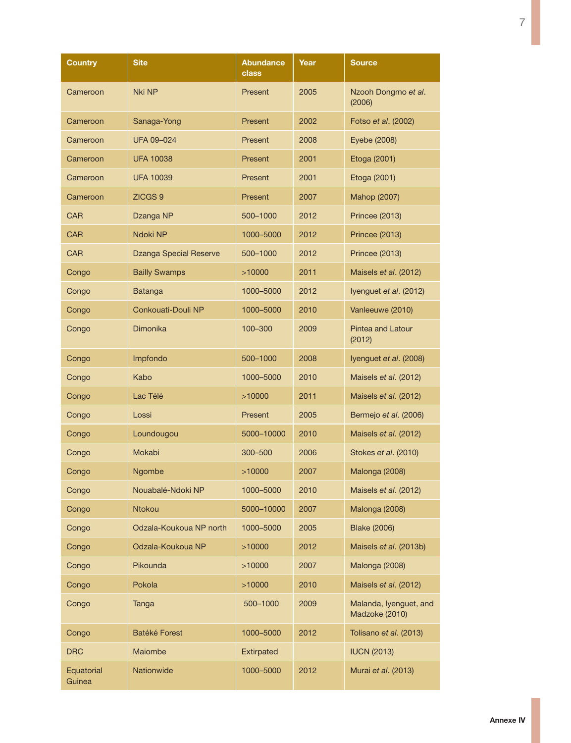| Country | Site | Abundance class | Year | Source |
|---|---|---|---|---|
| Cameroon | Nki NP | Present | 2005 | Nzooh Dongmo *et al*. (2006) |
| Cameroon | Sanaga-Yong | Present | 2002 | Fotso *et al*. (2002) |
| Cameroon | UFA 09–024 | Present | 2008 | Eyebe (2008) |
| Cameroon | UFA 10038 | Present | 2001 | Etoga (2001) |
| Cameroon | UFA 10039 | Present | 2001 | Etoga (2001) |
| Cameroon | ZICGS 9 | Present | 2007 | Mahop (2007) |
| CAR | Dzanga NP | 500–1000 | 2012 | Princee (2013) |
| CAR | Ndoki NP | 1000–5000 | 2012 | Princee (2013) |
| CAR | Dzanga Special Reserve | 500–1000 | 2012 | Princee (2013) |
| Congo | Bailly Swamps | >10000 | 2011 | Maisels *et al*. (2012) |
| Congo | Batanga | 1000–5000 | 2012 | Iyenguet *et al*. (2012) |
| Congo | Conkouati-Douli NP | 1000–5000 | 2010 | Vanleeuwe (2010) |
| Congo | Dimonika | 100–300 | 2009 | Pintea and Latour (2012) |
| Congo | Impfondo | 500–1000 | 2008 | Iyenguet *et al*. (2008) |
| Congo | Kabo | 1000–5000 | 2010 | Maisels *et al*. (2012) |
| Congo | Lac Télé | >10000 | 2011 | Maisels *et al*. (2012) |
| Congo | Lossi | Present | 2005 | Bermejo *et al*. (2006) |
| Congo | Loundougou | 5000–10000 | 2010 | Maisels *et al*. (2012) |
| Congo | Mokabi | 300–500 | 2006 | Stokes *et al*. (2010) |
| Congo | Ngombe | >10000 | 2007 | Malonga (2008) |
| Congo | Nouabalé-Ndoki NP | 1000–5000 | 2010 | Maisels *et al*. (2012) |
| Congo | Ntokou | 5000–10000 | 2007 | Malonga (2008) |
| Congo | Odzala-Koukoua NP north | 1000–5000 | 2005 | Blake (2006) |
| Congo | Odzala-Koukoua NP | >10000 | 2012 | Maisels *et al*. (2013b) |
| Congo | Pikounda | >10000 | 2007 | Malonga (2008) |
| Congo | Pokola | >10000 | 2010 | Maisels *et al*. (2012) |
| Congo | Tanga | 500–1000 | 2009 | Malanda, Iyenguet, and Madzoke (2010) |
| Congo | Batéké Forest | 1000–5000 | 2012 | Tolisano *et al*. (2013) |
| DRC | Maiombe | Extirpated | | IUCN (2013) |
| Equatorial Guinea | Nationwide | 1000–5000 | 2012 | Murai *et al*. (2013) |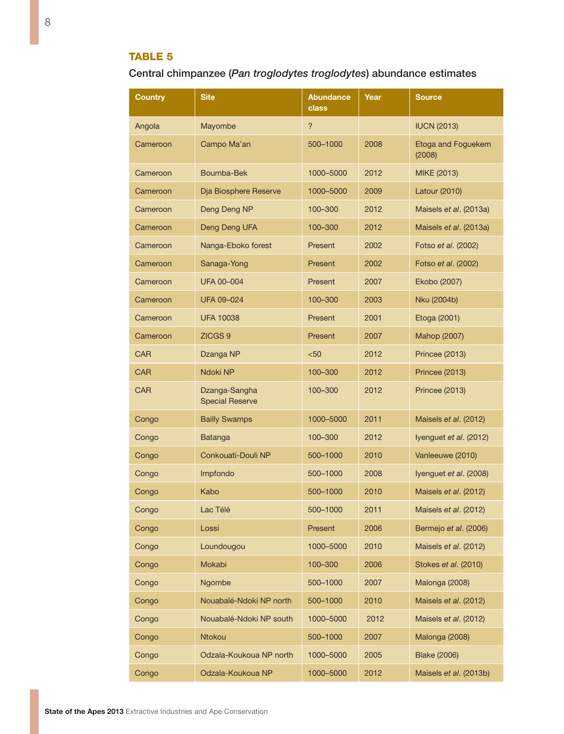## TABLE 5

Central chimpanzee (*Pan troglodytes troglodytes*) abundance estimates

| Country | Site | Abundance class | Year | Source |
|---|---|---|---|---|
| Angola | Mayombe | ? | | IUCN (2013) |
| Cameroon | Campo Ma'an | 500–1000 | 2008 | Etoga and Foguekem (2008) |
| Cameroon | Boumba-Bek | 1000–5000 | 2012 | MIKE (2013) |
| Cameroon | Dja Biosphere Reserve | 1000–5000 | 2009 | Latour (2010) |
| Cameroon | Deng Deng NP | 100–300 | 2012 | Maisels *et al*. (2013a) |
| Cameroon | Deng Deng UFA | 100–300 | 2012 | Maisels *et al*. (2013a) |
| Cameroon | Nanga-Eboko forest | Present | 2002 | Fotso *et al*. (2002) |
| Cameroon | Sanaga-Yong | Present | 2002 | Fotso *et al*. (2002) |
| Cameroon | UFA 00–004 | Present | 2007 | Ekobo (2007) |
| Cameroon | UFA 09–024 | 100–300 | 2003 | Nku (2004b) |
| Cameroon | UFA 10038 | Present | 2001 | Etoga (2001) |
| Cameroon | ZICGS 9 | Present | 2007 | Mahop (2007) |
| CAR | Dzanga NP | <50 | 2012 | Princee (2013) |
| CAR | Ndoki NP | 100–300 | 2012 | Princee (2013) |
| CAR | Dzanga-Sangha Special Reserve | 100–300 | 2012 | Princee (2013) |
| Congo | Bailly Swamps | 1000–5000 | 2011 | Maisels *et al*. (2012) |
| Congo | Batanga | 100–300 | 2012 | Iyenguet *et al*. (2012) |
| Congo | Conkouati-Douli NP | 500–1000 | 2010 | Vanleeuwe (2010) |
| Congo | Impfondo | 500–1000 | 2008 | Iyenguet *et al*. (2008) |
| Congo | Kabo | 500–1000 | 2010 | Maisels *et al*. (2012) |
| Congo | Lac Télé | 500–1000 | 2011 | Maisels *et al*. (2012) |
| Congo | Lossi | Present | 2006 | Bermejo *et al*. (2006) |
| Congo | Loundougou | 1000–5000 | 2010 | Maisels *et al*. (2012) |
| Congo | Mokabi | 100–300 | 2006 | Stokes *et al*. (2010) |
| Congo | Ngombe | 500–1000 | 2007 | Malonga (2008) |
| Congo | Nouabalé-Ndoki NP north | 500–1000 | 2010 | Maisels *et al*. (2012) |
| Congo | Nouabalé-Ndoki NP south | 1000–5000 | 2012 | Maisels *et al*. (2012) |
| Congo | Ntokou | 500–1000 | 2007 | Malonga (2008) |
| Congo | Odzala-Koukoua NP north | 1000–5000 | 2005 | Blake (2006) |
| Congo | Odzala-Koukoua NP | 1000–5000 | 2012 | Maisels *et al*. (2013b) |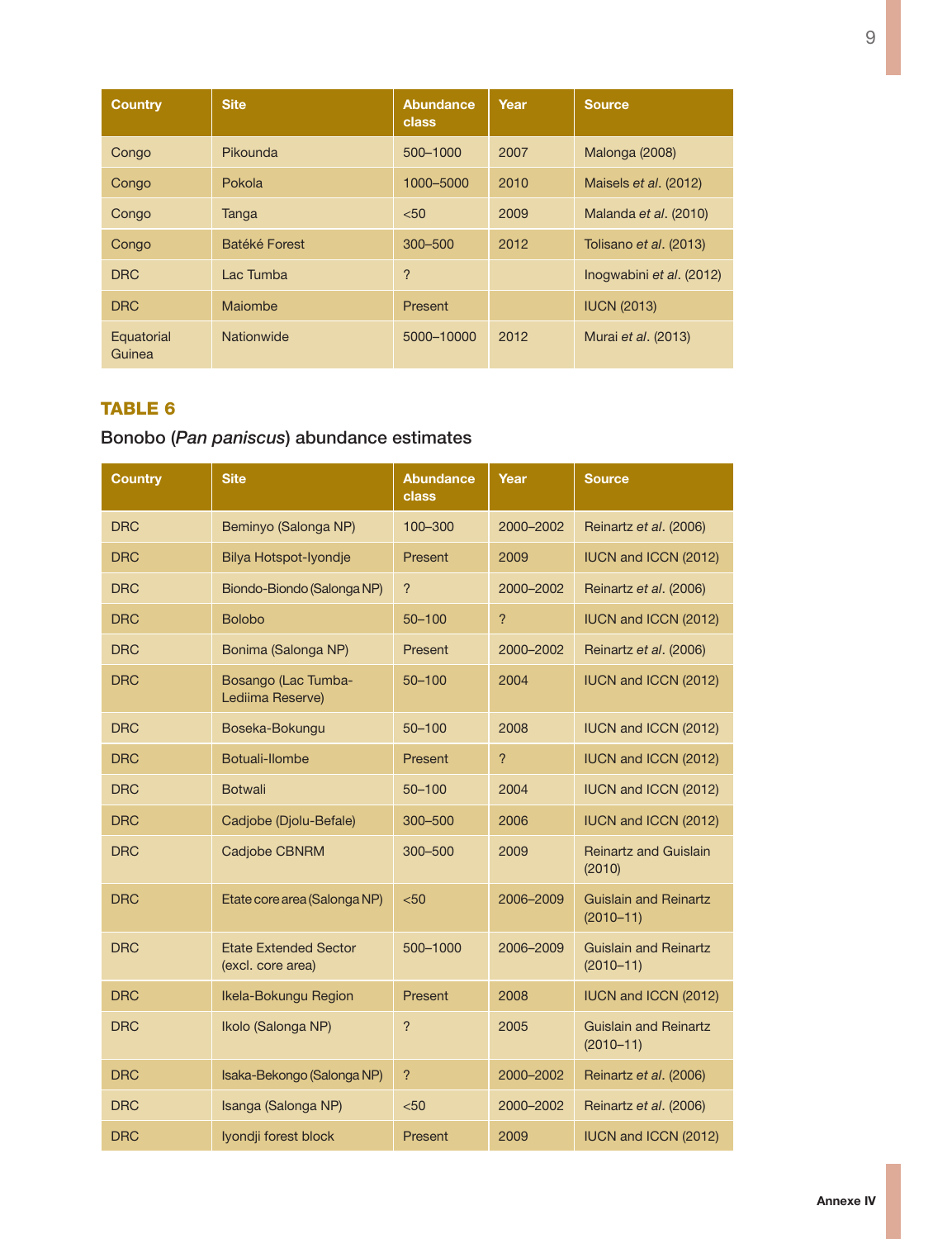| Country | Site | Abundance class | Year | Source |
|---|---|---|---|---|
| Congo | Pikounda | 500–1000 | 2007 | Malonga (2008) |
| Congo | Pokola | 1000–5000 | 2010 | Maisels *et al*. (2012) |
| Congo | Tanga | <50 | 2009 | Malanda *et al*. (2010) |
| Congo | Batéké Forest | 300–500 | 2012 | Tolisano *et al*. (2013) |
| DRC | Lac Tumba | ? | | Inogwabini *et al*. (2012) |
| DRC | Maiombe | Present | | IUCN (2013) |
| Equatorial Guinea | Nationwide | 5000–10000 | 2012 | Murai *et al*. (2013) |

## TABLE 6

Bonobo (*Pan paniscus*) abundance estimates

| Country | Site | Abundance class | Year | Source |
|---|---|---|---|---|
| DRC | Beminyo (Salonga NP) | 100–300 | 2000–2002 | Reinartz *et al*. (2006) |
| DRC | Bilya Hotspot-Iyondje | Present | 2009 | IUCN and ICCN (2012) |
| DRC | Biondo-Biondo (Salonga NP) | ? | 2000–2002 | Reinartz *et al*. (2006) |
| DRC | Bolobo | 50–100 | ? | IUCN and ICCN (2012) |
| DRC | Bonima (Salonga NP) | Present | 2000–2002 | Reinartz *et al*. (2006) |
| DRC | Bosango (Lac Tumba-Lediima Reserve) | 50–100 | 2004 | IUCN and ICCN (2012) |
| DRC | Boseka-Bokungu | 50–100 | 2008 | IUCN and ICCN (2012) |
| DRC | Botuali-Ilombe | Present | ? | IUCN and ICCN (2012) |
| DRC | Botwali | 50–100 | 2004 | IUCN and ICCN (2012) |
| DRC | Cadjobe (Djolu-Befale) | 300–500 | 2006 | IUCN and ICCN (2012) |
| DRC | Cadjobe CBNRM | 300–500 | 2009 | Reinartz and Guislain (2010) |
| DRC | Etate core area (Salonga NP) | <50 | 2006–2009 | Guislain and Reinartz (2010–11) |
| DRC | Etate Extended Sector (excl. core area) | 500–1000 | 2006–2009 | Guislain and Reinartz (2010–11) |
| DRC | Ikela-Bokungu Region | Present | 2008 | IUCN and ICCN (2012) |
| DRC | Ikolo (Salonga NP) | ? | 2005 | Guislain and Reinartz (2010–11) |
| DRC | Isaka-Bekongo (Salonga NP) | ? | 2000–2002 | Reinartz *et al*. (2006) |
| DRC | Isanga (Salonga NP) | <50 | 2000–2002 | Reinartz *et al*. (2006) |
| DRC | Iyondji forest block | Present | 2009 | IUCN and ICCN (2012) |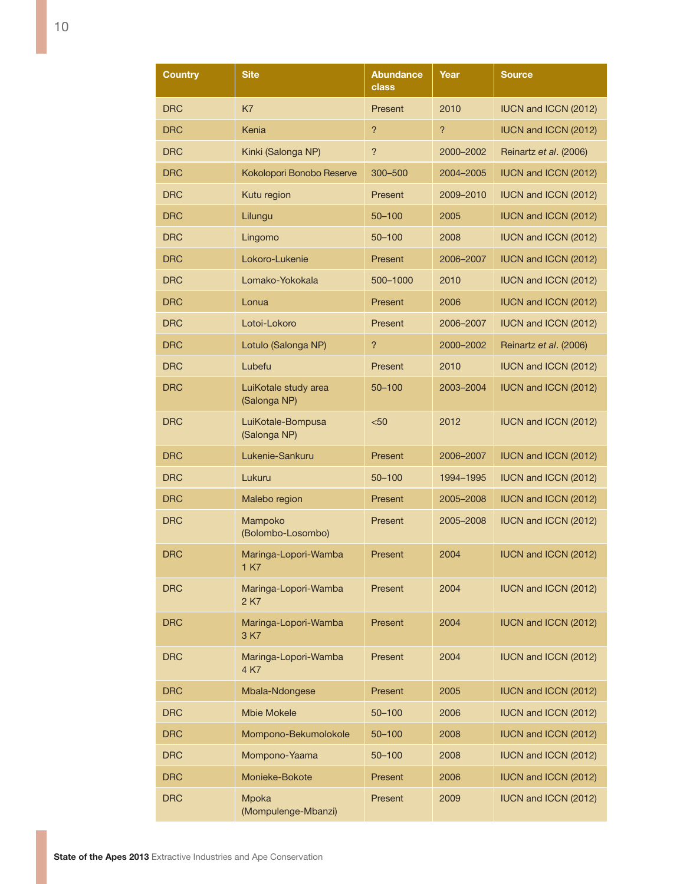| Country | Site | Abundance class | Year | Source |
|---|---|---|---|---|
| DRC | K7 | Present | 2010 | IUCN and ICCN (2012) |
| DRC | Kenia | ? | ? | IUCN and ICCN (2012) |
| DRC | Kinki (Salonga NP) | ? | 2000–2002 | Reinartz *et al*. (2006) |
| DRC | Kokolopori Bonobo Reserve | 300–500 | 2004–2005 | IUCN and ICCN (2012) |
| DRC | Kutu region | Present | 2009–2010 | IUCN and ICCN (2012) |
| DRC | Lilungu | 50–100 | 2005 | IUCN and ICCN (2012) |
| DRC | Lingomo | 50–100 | 2008 | IUCN and ICCN (2012) |
| DRC | Lokoro-Lukenie | Present | 2006–2007 | IUCN and ICCN (2012) |
| DRC | Lomako-Yokokala | 500–1000 | 2010 | IUCN and ICCN (2012) |
| DRC | Lonua | Present | 2006 | IUCN and ICCN (2012) |
| DRC | Lotoi-Lokoro | Present | 2006–2007 | IUCN and ICCN (2012) |
| DRC | Lotulo (Salonga NP) | ? | 2000–2002 | Reinartz *et al*. (2006) |
| DRC | Lubefu | Present | 2010 | IUCN and ICCN (2012) |
| DRC | LuiKotale study area (Salonga NP) | 50–100 | 2003–2004 | IUCN and ICCN (2012) |
| DRC | LuiKotale-Bompusa (Salonga NP) | <50 | 2012 | IUCN and ICCN (2012) |
| DRC | Lukenie-Sankuru | Present | 2006–2007 | IUCN and ICCN (2012) |
| DRC | Lukuru | 50–100 | 1994–1995 | IUCN and ICCN (2012) |
| DRC | Malebo region | Present | 2005–2008 | IUCN and ICCN (2012) |
| DRC | Mampoko (Bolombo-Losombo) | Present | 2005–2008 | IUCN and ICCN (2012) |
| DRC | Maringa-Lopori-Wamba 1 K7 | Present | 2004 | IUCN and ICCN (2012) |
| DRC | Maringa-Lopori-Wamba 2 K7 | Present | 2004 | IUCN and ICCN (2012) |
| DRC | Maringa-Lopori-Wamba 3 K7 | Present | 2004 | IUCN and ICCN (2012) |
| DRC | Maringa-Lopori-Wamba 4 K7 | Present | 2004 | IUCN and ICCN (2012) |
| DRC | Mbala-Ndongese | Present | 2005 | IUCN and ICCN (2012) |
| DRC | Mbie Mokele | 50–100 | 2006 | IUCN and ICCN (2012) |
| DRC | Mompono-Bekumolokole | 50–100 | 2008 | IUCN and ICCN (2012) |
| DRC | Mompono-Yaama | 50–100 | 2008 | IUCN and ICCN (2012) |
| DRC | Monieke-Bokote | Present | 2006 | IUCN and ICCN (2012) |
| DRC | Mpoka (Mompulenge-Mbanzi) | Present | 2009 | IUCN and ICCN (2012) |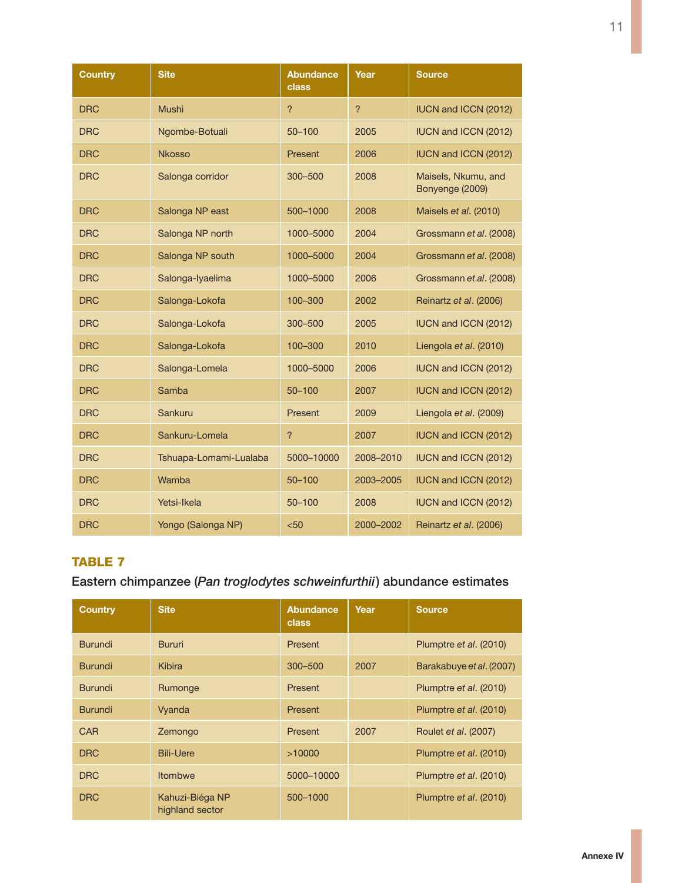| Country | Site | Abundance class | Year | Source |
|---|---|---|---|---|
| DRC | Mushi | ? | ? | IUCN and ICCN (2012) |
| DRC | Ngombe-Botuali | 50–100 | 2005 | IUCN and ICCN (2012) |
| DRC | Nkosso | Present | 2006 | IUCN and ICCN (2012) |
| DRC | Salonga corridor | 300–500 | 2008 | Maisels, Nkumu, and Bonyenge (2009) |
| DRC | Salonga NP east | 500–1000 | 2008 | Maisels *et al*. (2010) |
| DRC | Salonga NP north | 1000–5000 | 2004 | Grossmann *et al*. (2008) |
| DRC | Salonga NP south | 1000–5000 | 2004 | Grossmann *et al*. (2008) |
| DRC | Salonga-Iyaelima | 1000–5000 | 2006 | Grossmann *et al*. (2008) |
| DRC | Salonga-Lokofa | 100–300 | 2002 | Reinartz *et al*. (2006) |
| DRC | Salonga-Lokofa | 300–500 | 2005 | IUCN and ICCN (2012) |
| DRC | Salonga-Lokofa | 100–300 | 2010 | Liengola *et al*. (2010) |
| DRC | Salonga-Lomela | 1000–5000 | 2006 | IUCN and ICCN (2012) |
| DRC | Samba | 50–100 | 2007 | IUCN and ICCN (2012) |
| DRC | Sankuru | Present | 2009 | Liengola *et al*. (2009) |
| DRC | Sankuru-Lomela | ? | 2007 | IUCN and ICCN (2012) |
| DRC | Tshuapa-Lomami-Lualaba | 5000–10000 | 2008–2010 | IUCN and ICCN (2012) |
| DRC | Wamba | 50–100 | 2003–2005 | IUCN and ICCN (2012) |
| DRC | Yetsi-Ikela | 50–100 | 2008 | IUCN and ICCN (2012) |
| DRC | Yongo (Salonga NP) | <50 | 2000–2002 | Reinartz *et al*. (2006) |

## TABLE 7

Eastern chimpanzee (*Pan troglodytes schweinfurthii*) abundance estimates

| Country | Site | Abundance class | Year | Source |
|---|---|---|---|---|
| Burundi | Bururi | Present | | Plumptre *et al*. (2010) |
| Burundi | Kibira | 300–500 | 2007 | Barakabuye *et al*. (2007) |
| Burundi | Rumonge | Present | | Plumptre *et al*. (2010) |
| Burundi | Vyanda | Present | | Plumptre *et al*. (2010) |
| CAR | Zemongo | Present | 2007 | Roulet *et al*. (2007) |
| DRC | Bili-Uere | >10000 | | Plumptre *et al*. (2010) |
| DRC | Itombwe | 5000–10000 | | Plumptre *et al*. (2010) |
| DRC | Kahuzi-Biéga NP highland sector | 500–1000 | | Plumptre *et al*. (2010) |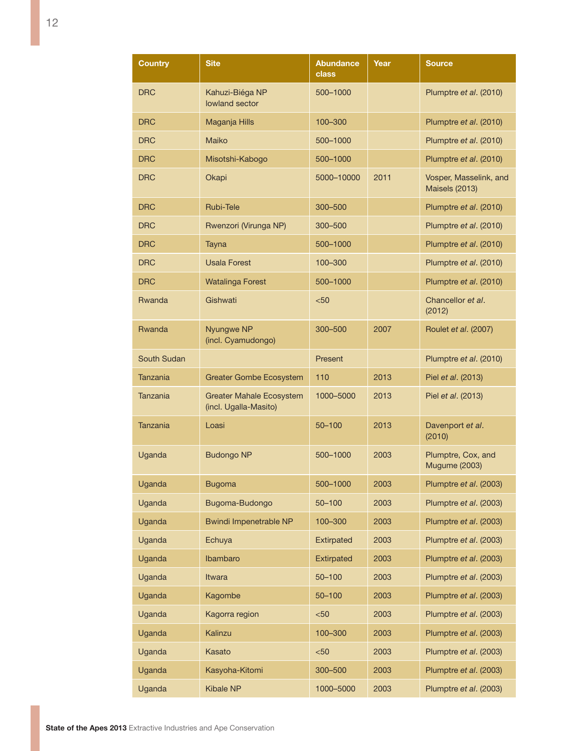| Country | Site | Abundance class | Year | Source |
|---|---|---|---|---|
| DRC | Kahuzi-Biéga NP lowland sector | 500–1000 | | Plumptre *et al*. (2010) |
| DRC | Maganja Hills | 100–300 | | Plumptre *et al*. (2010) |
| DRC | Maiko | 500–1000 | | Plumptre *et al*. (2010) |
| DRC | Misotshi-Kabogo | 500–1000 | | Plumptre *et al*. (2010) |
| DRC | Okapi | 5000–10000 | 2011 | Vosper, Masselink, and Maisels (2013) |
| DRC | Rubi-Tele | 300–500 | | Plumptre *et al*. (2010) |
| DRC | Rwenzori (Virunga NP) | 300–500 | | Plumptre *et al*. (2010) |
| DRC | Tayna | 500–1000 | | Plumptre *et al*. (2010) |
| DRC | Usala Forest | 100–300 | | Plumptre *et al*. (2010) |
| DRC | Watalinga Forest | 500–1000 | | Plumptre *et al*. (2010) |
| Rwanda | Gishwati | <50 | | Chancellor *et al*. (2012) |
| Rwanda | Nyungwe NP (incl. Cyamudongo) | 300–500 | 2007 | Roulet *et al*. (2007) |
| South Sudan | | Present | | Plumptre *et al*. (2010) |
| Tanzania | Greater Gombe Ecosystem | 110 | 2013 | Piel *et al*. (2013) |
| Tanzania | Greater Mahale Ecosystem (incl. Ugalla-Masito) | 1000–5000 | 2013 | Piel *et al*. (2013) |
| Tanzania | Loasi | 50–100 | 2013 | Davenport *et al*. (2010) |
| Uganda | Budongo NP | 500–1000 | 2003 | Plumptre, Cox, and Mugume (2003) |
| Uganda | Bugoma | 500–1000 | 2003 | Plumptre *et al*. (2003) |
| Uganda | Bugoma-Budongo | 50–100 | 2003 | Plumptre *et al*. (2003) |
| Uganda | Bwindi Impenetrable NP | 100–300 | 2003 | Plumptre *et al*. (2003) |
| Uganda | Echuya | Extirpated | 2003 | Plumptre *et al*. (2003) |
| Uganda | Ibambaro | Extirpated | 2003 | Plumptre *et al*. (2003) |
| Uganda | Itwara | 50–100 | 2003 | Plumptre *et al*. (2003) |
| Uganda | Kagombe | 50–100 | 2003 | Plumptre *et al*. (2003) |
| Uganda | Kagorra region | <50 | 2003 | Plumptre *et al*. (2003) |
| Uganda | Kalinzu | 100–300 | 2003 | Plumptre *et al*. (2003) |
| Uganda | Kasato | <50 | 2003 | Plumptre *et al*. (2003) |
| Uganda | Kasyoha-Kitomi | 300–500 | 2003 | Plumptre *et al*. (2003) |
| Uganda | Kibale NP | 1000–5000 | 2003 | Plumptre *et al*. (2003) |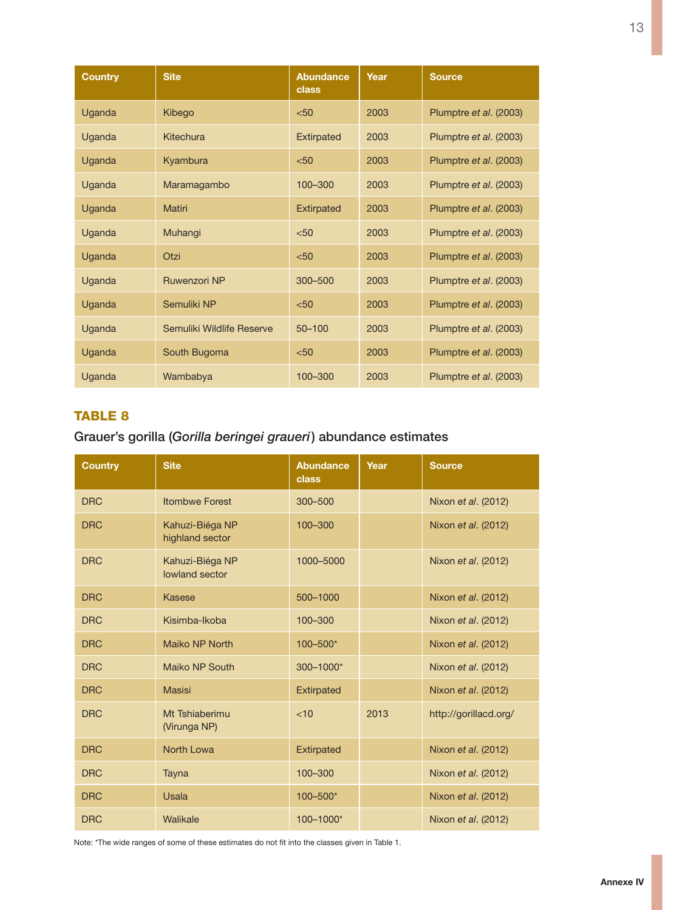| Country | Site | Abundance class | Year | Source |
|---|---|---|---|---|
| Uganda | Kibego | <50 | 2003 | Plumptre *et al*. (2003) |
| Uganda | Kitechura | Extirpated | 2003 | Plumptre *et al*. (2003) |
| Uganda | Kyambura | <50 | 2003 | Plumptre *et al*. (2003) |
| Uganda | Maramagambo | 100–300 | 2003 | Plumptre *et al*. (2003) |
| Uganda | Matiri | Extirpated | 2003 | Plumptre *et al*. (2003) |
| Uganda | Muhangi | <50 | 2003 | Plumptre *et al*. (2003) |
| Uganda | Otzi | <50 | 2003 | Plumptre *et al*. (2003) |
| Uganda | Ruwenzori NP | 300–500 | 2003 | Plumptre *et al*. (2003) |
| Uganda | Semuliki NP | <50 | 2003 | Plumptre *et al*. (2003) |
| Uganda | Semuliki Wildlife Reserve | 50–100 | 2003 | Plumptre *et al*. (2003) |
| Uganda | South Bugoma | <50 | 2003 | Plumptre *et al*. (2003) |
| Uganda | Wambabya | 100–300 | 2003 | Plumptre *et al*. (2003) |

## TABLE 8

Grauer's gorilla (*Gorilla beringei graueri*) abundance estimates

| Country | Site | Abundance class | Year | Source |
|---|---|---|---|---|
| DRC | Itombwe Forest | 300–500 | | Nixon *et al*. (2012) |
| DRC | Kahuzi-Biéga NP highland sector | 100–300 | | Nixon *et al*. (2012) |
| DRC | Kahuzi-Biéga NP lowland sector | 1000–5000 | | Nixon *et al*. (2012) |
| DRC | Kasese | 500–1000 | | Nixon *et al*. (2012) |
| DRC | Kisimba-Ikoba | 100–300 | | Nixon *et al*. (2012) |
| DRC | Maiko NP North | 100–500* | | Nixon *et al*. (2012) |
| DRC | Maiko NP South | 300–1000* | | Nixon *et al*. (2012) |
| DRC | Masisi | Extirpated | | Nixon *et al*. (2012) |
| DRC | Mt Tshiaberimu (Virunga NP) | <10 | 2013 | http://gorillacd.org/ |
| DRC | North Lowa | Extirpated | | Nixon *et al*. (2012) |
| DRC | Tayna | 100–300 | | Nixon *et al*. (2012) |
| DRC | Usala | 100–500* | | Nixon *et al*. (2012) |
| DRC | Walikale | 100–1000* | | Nixon *et al*. (2012) |

Note: *The wide ranges of some of these estimates do not fit into the classes given in Table 1.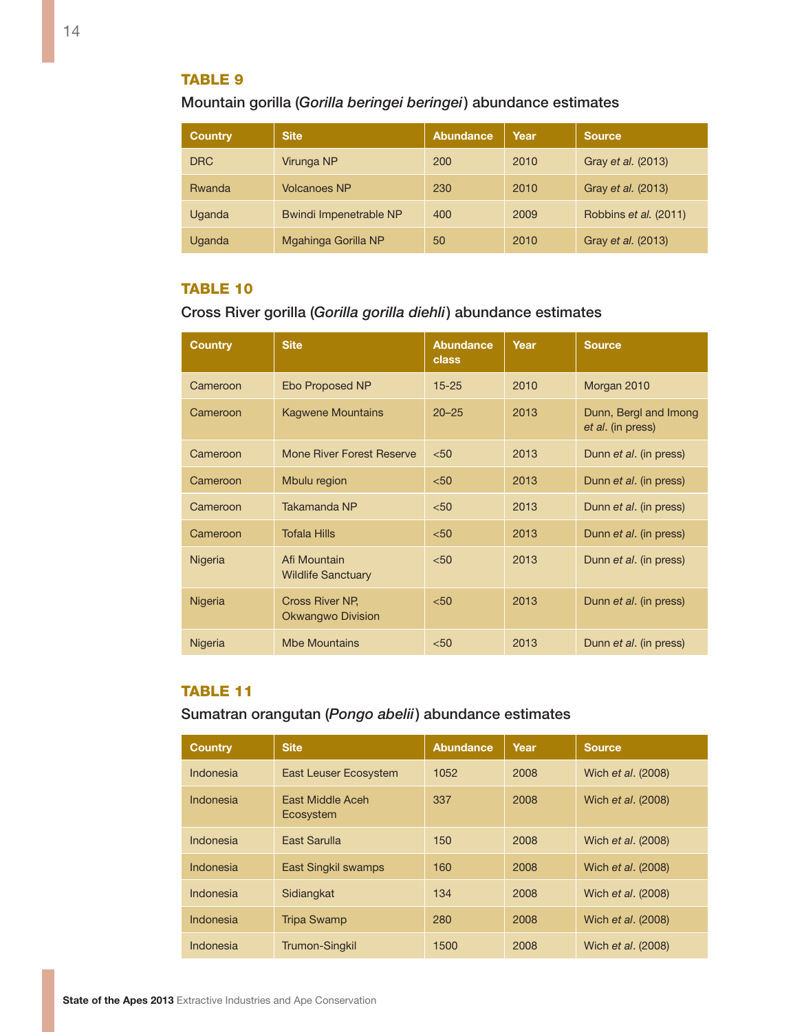## TABLE 9

Mountain gorilla (*Gorilla beringei beringei*) abundance estimates

| Country | Site | Abundance | Year | Source |
|---|---|---|---|---|
| DRC | Virunga NP | 200 | 2010 | Gray *et al.* (2013) |
| Rwanda | Volcanoes NP | 230 | 2010 | Gray *et al.* (2013) |
| Uganda | Bwindi Impenetrable NP | 400 | 2009 | Robbins *et al.* (2011) |
| Uganda | Mgahinga Gorilla NP | 50 | 2010 | Gray *et al.* (2013) |

## TABLE 10

Cross River gorilla (*Gorilla gorilla diehli*) abundance estimates

| Country | Site | Abundance class | Year | Source |
|---|---|---|---|---|
| Cameroon | Ebo Proposed NP | 15-25 | 2010 | Morgan 2010 |
| Cameroon | Kagwene Mountains | 20–25 | 2013 | Dunn, Bergl and Imong *et al*. (in press) |
| Cameroon | Mone River Forest Reserve | <50 | 2013 | Dunn *et al*. (in press) |
| Cameroon | Mbulu region | <50 | 2013 | Dunn *et al*. (in press) |
| Cameroon | Takamanda NP | <50 | 2013 | Dunn *et al*. (in press) |
| Cameroon | Tofala Hills | <50 | 2013 | Dunn *et al*. (in press) |
| Nigeria | Afi Mountain Wildlife Sanctuary | <50 | 2013 | Dunn *et al*. (in press) |
| Nigeria | Cross River NP, Okwangwo Division | <50 | 2013 | Dunn *et al*. (in press) |
| Nigeria | Mbe Mountains | <50 | 2013 | Dunn *et al*. (in press) |

## TABLE 11

Sumatran orangutan (*Pongo abelii*) abundance estimates

| Country | Site | Abundance | Year | Source |
|---|---|---|---|---|
| Indonesia | East Leuser Ecosystem | 1052 | 2008 | Wich *et al*. (2008) |
| Indonesia | East Middle Aceh Ecosystem | 337 | 2008 | Wich *et al*. (2008) |
| Indonesia | East Sarulla | 150 | 2008 | Wich *et al*. (2008) |
| Indonesia | East Singkil swamps | 160 | 2008 | Wich *et al*. (2008) |
| Indonesia | Sidiangkat | 134 | 2008 | Wich *et al*. (2008) |
| Indonesia | Tripa Swamp | 280 | 2008 | Wich *et al*. (2008) |
| Indonesia | Trumon-Singkil | 1500 | 2008 | Wich *et al*. (2008) |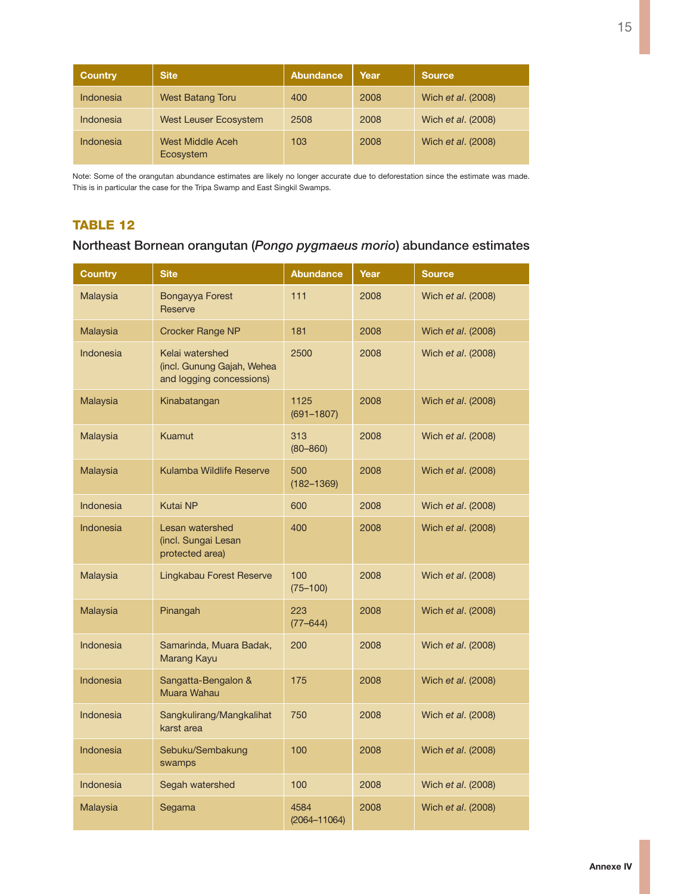| Country | Site | Abundance | Year | Source |
| --- | --- | --- | --- | --- |
| Indonesia | West Batang Toru | 400 | 2008 | Wich *et al*. (2008) |
| Indonesia | West Leuser Ecosystem | 2508 | 2008 | Wich *et al*. (2008) |
| Indonesia | West Middle Aceh Ecosystem | 103 | 2008 | Wich *et al*. (2008) |

Note: Some of the orangutan abundance estimates are likely no longer accurate due to deforestation since the estimate was made. This is in particular the case for the Tripa Swamp and East Singkil Swamps.

## TABLE 12

### Northeast Bornean orangutan (*Pongo pygmaeus morio*) abundance estimates

| Country | Site | Abundance | Year | Source |
| --- | --- | --- | --- | --- |
| Malaysia | Bongayya Forest Reserve | 111 | 2008 | Wich *et al*. (2008) |
| Malaysia | Crocker Range NP | 181 | 2008 | Wich *et al*. (2008) |
| Indonesia | Kelai watershed (incl. Gunung Gajah, Wehea and logging concessions) | 2500 | 2008 | Wich *et al*. (2008) |
| Malaysia | Kinabatangan | 1125 (691–1807) | 2008 | Wich *et al*. (2008) |
| Malaysia | Kuamut | 313 (80–860) | 2008 | Wich *et al*. (2008) |
| Malaysia | Kulamba Wildlife Reserve | 500 (182–1369) | 2008 | Wich *et al*. (2008) |
| Indonesia | Kutai NP | 600 | 2008 | Wich *et al*. (2008) |
| Indonesia | Lesan watershed (incl. Sungai Lesan protected area) | 400 | 2008 | Wich *et al*. (2008) |
| Malaysia | Lingkabau Forest Reserve | 100 (75–100) | 2008 | Wich *et al*. (2008) |
| Malaysia | Pinangah | 223 (77–644) | 2008 | Wich *et al*. (2008) |
| Indonesia | Samarinda, Muara Badak, Marang Kayu | 200 | 2008 | Wich *et al*. (2008) |
| Indonesia | Sangatta-Bengalon & Muara Wahau | 175 | 2008 | Wich *et al*. (2008) |
| Indonesia | Sangkulirang/Mangkalihat karst area | 750 | 2008 | Wich *et al*. (2008) |
| Indonesia | Sebuku/Sembakung swamps | 100 | 2008 | Wich *et al*. (2008) |
| Indonesia | Segah watershed | 100 | 2008 | Wich *et al*. (2008) |
| Malaysia | Segama | 4584 (2064–11064) | 2008 | Wich *et al*. (2008) |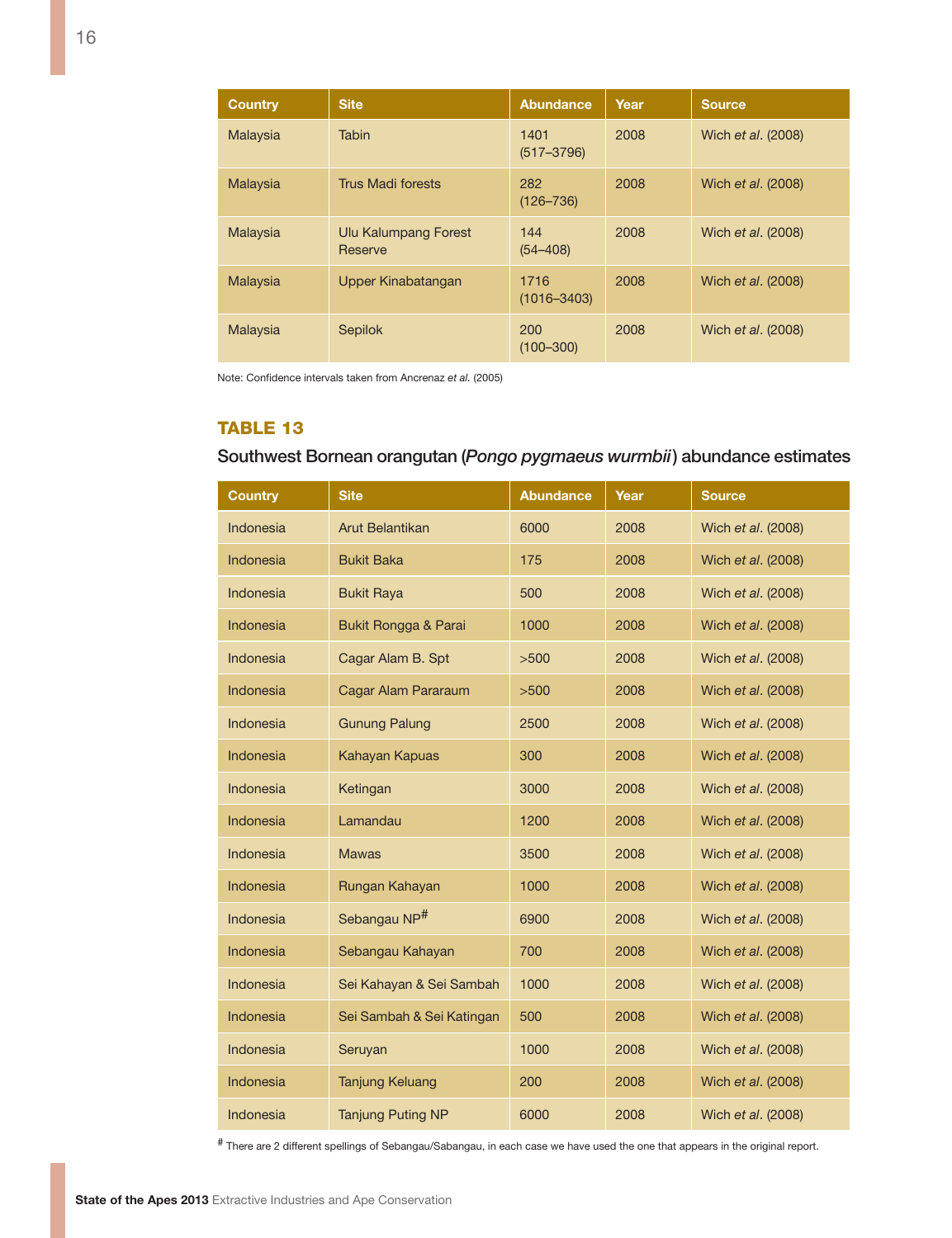| Country | Site | Abundance | Year | Source |
|---|---|---|---|---|
| Malaysia | Tabin | 1401 (517–3796) | 2008 | Wich *et al*. (2008) |
| Malaysia | Trus Madi forests | 282 (126–736) | 2008 | Wich *et al*. (2008) |
| Malaysia | Ulu Kalumpang Forest Reserve | 144 (54–408) | 2008 | Wich *et al*. (2008) |
| Malaysia | Upper Kinabatangan | 1716 (1016–3403) | 2008 | Wich *et al*. (2008) |
| Malaysia | Sepilok | 200 (100–300) | 2008 | Wich *et al*. (2008) |

Note: Confidence intervals taken from Ancrenaz *et al.* (2005)

## TABLE 13

### Southwest Bornean orangutan (*Pongo pygmaeus wurmbii*) abundance estimates

| Country | Site | Abundance | Year | Source |
|---|---|---|---|---|
| Indonesia | Arut Belantikan | 6000 | 2008 | Wich *et al*. (2008) |
| Indonesia | Bukit Baka | 175 | 2008 | Wich *et al*. (2008) |
| Indonesia | Bukit Raya | 500 | 2008 | Wich *et al*. (2008) |
| Indonesia | Bukit Rongga & Parai | 1000 | 2008 | Wich *et al*. (2008) |
| Indonesia | Cagar Alam B. Spt | >500 | 2008 | Wich *et al*. (2008) |
| Indonesia | Cagar Alam Pararaum | >500 | 2008 | Wich *et al*. (2008) |
| Indonesia | Gunung Palung | 2500 | 2008 | Wich *et al*. (2008) |
| Indonesia | Kahayan Kapuas | 300 | 2008 | Wich *et al*. (2008) |
| Indonesia | Ketingan | 3000 | 2008 | Wich *et al*. (2008) |
| Indonesia | Lamandau | 1200 | 2008 | Wich *et al*. (2008) |
| Indonesia | Mawas | 3500 | 2008 | Wich *et al*. (2008) |
| Indonesia | Rungan Kahayan | 1000 | 2008 | Wich *et al*. (2008) |
| Indonesia | Sebangau NP[#] | 6900 | 2008 | Wich *et al*. (2008) |
| Indonesia | Sebangau Kahayan | 700 | 2008 | Wich *et al*. (2008) |
| Indonesia | Sei Kahayan & Sei Sambah | 1000 | 2008 | Wich *et al*. (2008) |
| Indonesia | Sei Sambah & Sei Katingan | 500 | 2008 | Wich *et al*. (2008) |
| Indonesia | Seruyan | 1000 | 2008 | Wich *et al*. (2008) |
| Indonesia | Tanjung Keluang | 200 | 2008 | Wich *et al*. (2008) |
| Indonesia | Tanjung Puting NP | 6000 | 2008 | Wich *et al*. (2008) |

[#] There are 2 different spellings of Sebangau/Sabangau, in each case we have used the one that appears in the original report.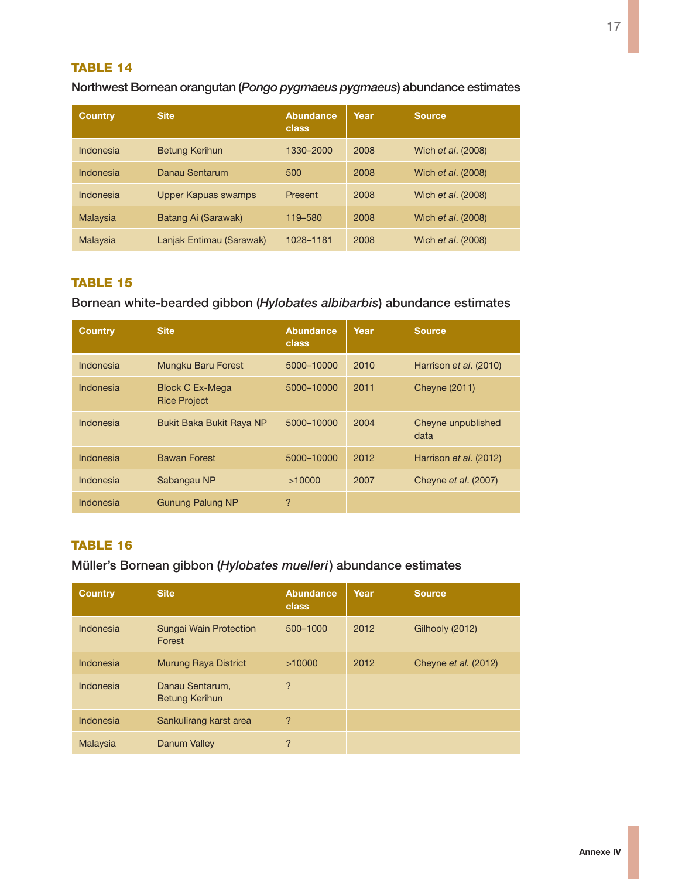## TABLE 14

Northwest Bornean orangutan (*Pongo pygmaeus pygmaeus*) abundance estimates

| Country | Site | Abundance class | Year | Source |
|---|---|---|---|---|
| Indonesia | Betung Kerihun | 1330–2000 | 2008 | Wich *et al*. (2008) |
| Indonesia | Danau Sentarum | 500 | 2008 | Wich *et al*. (2008) |
| Indonesia | Upper Kapuas swamps | Present | 2008 | Wich *et al*. (2008) |
| Malaysia | Batang Ai (Sarawak) | 119–580 | 2008 | Wich *et al*. (2008) |
| Malaysia | Lanjak Entimau (Sarawak) | 1028–1181 | 2008 | Wich *et al*. (2008) |

## TABLE 15

Bornean white-bearded gibbon (*Hylobates albibarbis*) abundance estimates

| Country | Site | Abundance class | Year | Source |
|---|---|---|---|---|
| Indonesia | Mungku Baru Forest | 5000–10000 | 2010 | Harrison *et al*. (2010) |
| Indonesia | Block C Ex-Mega Rice Project | 5000–10000 | 2011 | Cheyne (2011) |
| Indonesia | Bukit Baka Bukit Raya NP | 5000–10000 | 2004 | Cheyne unpublished data |
| Indonesia | Bawan Forest | 5000–10000 | 2012 | Harrison *et al*. (2012) |
| Indonesia | Sabangau NP | >10000 | 2007 | Cheyne *et al*. (2007) |
| Indonesia | Gunung Palung NP | ? | | |

## TABLE 16

Müller's Bornean gibbon (*Hylobates muelleri*) abundance estimates

| Country | Site | Abundance class | Year | Source |
|---|---|---|---|---|
| Indonesia | Sungai Wain Protection Forest | 500–1000 | 2012 | Gilhooly (2012) |
| Indonesia | Murung Raya District | >10000 | 2012 | Cheyne *et al.* (2012) |
| Indonesia | Danau Sentarum, Betung Kerihun | ? | | |
| Indonesia | Sankulirang karst area | ? | | |
| Malaysia | Danum Valley | ? | | |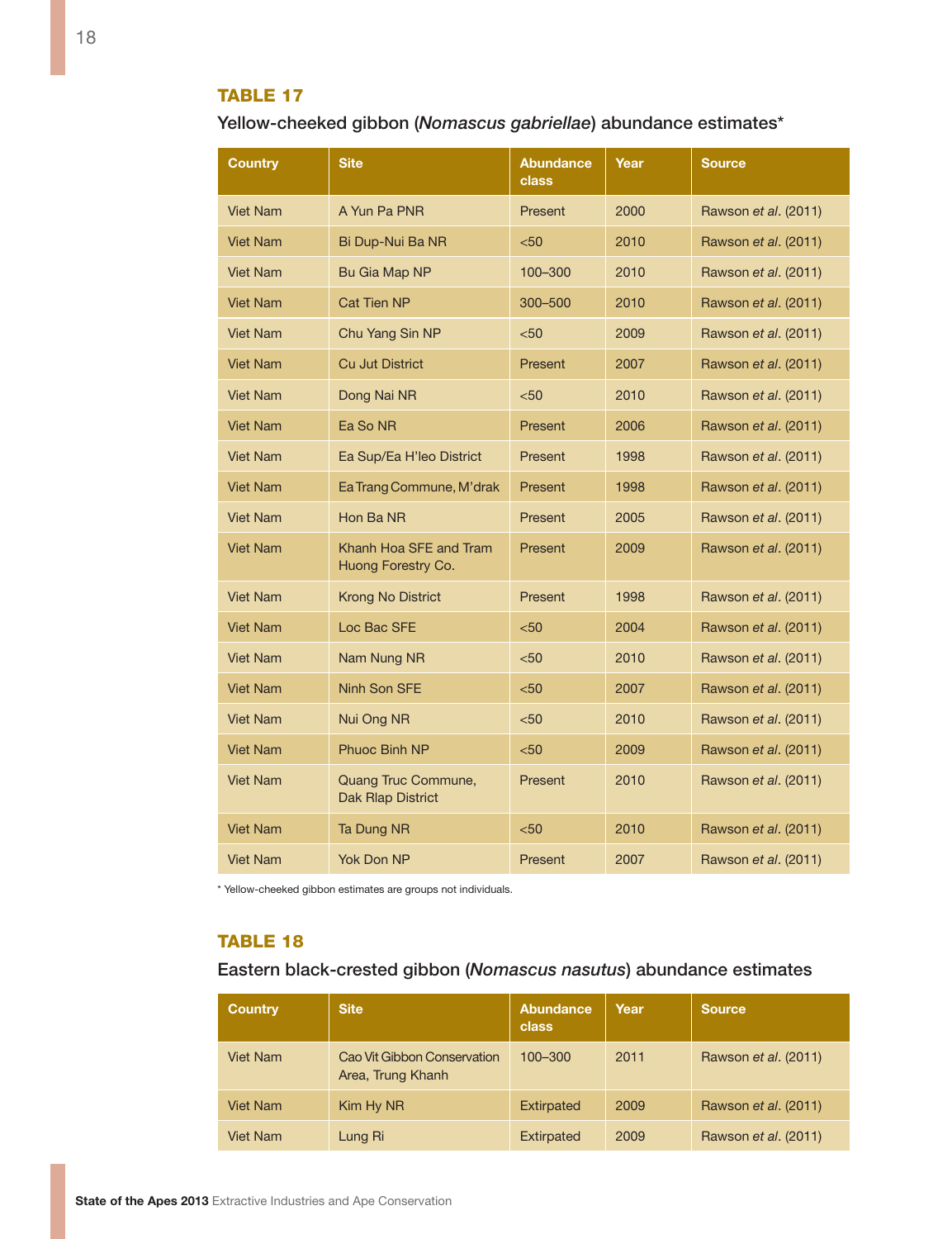## TABLE 17

Yellow-cheeked gibbon (*Nomascus gabriellae*) abundance estimates*

| Country | Site | Abundance class | Year | Source |
|---|---|---|---|---|
| Viet Nam | A Yun Pa PNR | Present | 2000 | Rawson *et al*. (2011) |
| Viet Nam | Bi Dup-Nui Ba NR | <50 | 2010 | Rawson *et al*. (2011) |
| Viet Nam | Bu Gia Map NP | 100–300 | 2010 | Rawson *et al*. (2011) |
| Viet Nam | Cat Tien NP | 300–500 | 2010 | Rawson *et al*. (2011) |
| Viet Nam | Chu Yang Sin NP | <50 | 2009 | Rawson *et al*. (2011) |
| Viet Nam | Cu Jut District | Present | 2007 | Rawson *et al*. (2011) |
| Viet Nam | Dong Nai NR | <50 | 2010 | Rawson *et al*. (2011) |
| Viet Nam | Ea So NR | Present | 2006 | Rawson *et al*. (2011) |
| Viet Nam | Ea Sup/Ea H'leo District | Present | 1998 | Rawson *et al*. (2011) |
| Viet Nam | Ea Trang Commune, M'drak | Present | 1998 | Rawson *et al*. (2011) |
| Viet Nam | Hon Ba NR | Present | 2005 | Rawson *et al*. (2011) |
| Viet Nam | Khanh Hoa SFE and Tram Huong Forestry Co. | Present | 2009 | Rawson *et al*. (2011) |
| Viet Nam | Krong No District | Present | 1998 | Rawson *et al*. (2011) |
| Viet Nam | Loc Bac SFE | <50 | 2004 | Rawson *et al*. (2011) |
| Viet Nam | Nam Nung NR | <50 | 2010 | Rawson *et al*. (2011) |
| Viet Nam | Ninh Son SFE | <50 | 2007 | Rawson *et al*. (2011) |
| Viet Nam | Nui Ong NR | <50 | 2010 | Rawson *et al*. (2011) |
| Viet Nam | Phuoc Binh NP | <50 | 2009 | Rawson *et al*. (2011) |
| Viet Nam | Quang Truc Commune, Dak Rlap District | Present | 2010 | Rawson *et al*. (2011) |
| Viet Nam | Ta Dung NR | <50 | 2010 | Rawson *et al*. (2011) |
| Viet Nam | Yok Don NP | Present | 2007 | Rawson *et al*. (2011) |

* Yellow-cheeked gibbon estimates are groups not individuals.

## TABLE 18

Eastern black-crested gibbon (*Nomascus nasutus*) abundance estimates

| Country | Site | Abundance class | Year | Source |
|---|---|---|---|---|
| Viet Nam | Cao Vit Gibbon Conservation Area, Trung Khanh | 100–300 | 2011 | Rawson *et al*. (2011) |
| Viet Nam | Kim Hy NR | Extirpated | 2009 | Rawson *et al*. (2011) |
| Viet Nam | Lung Ri | Extirpated | 2009 | Rawson *et al*. (2011) |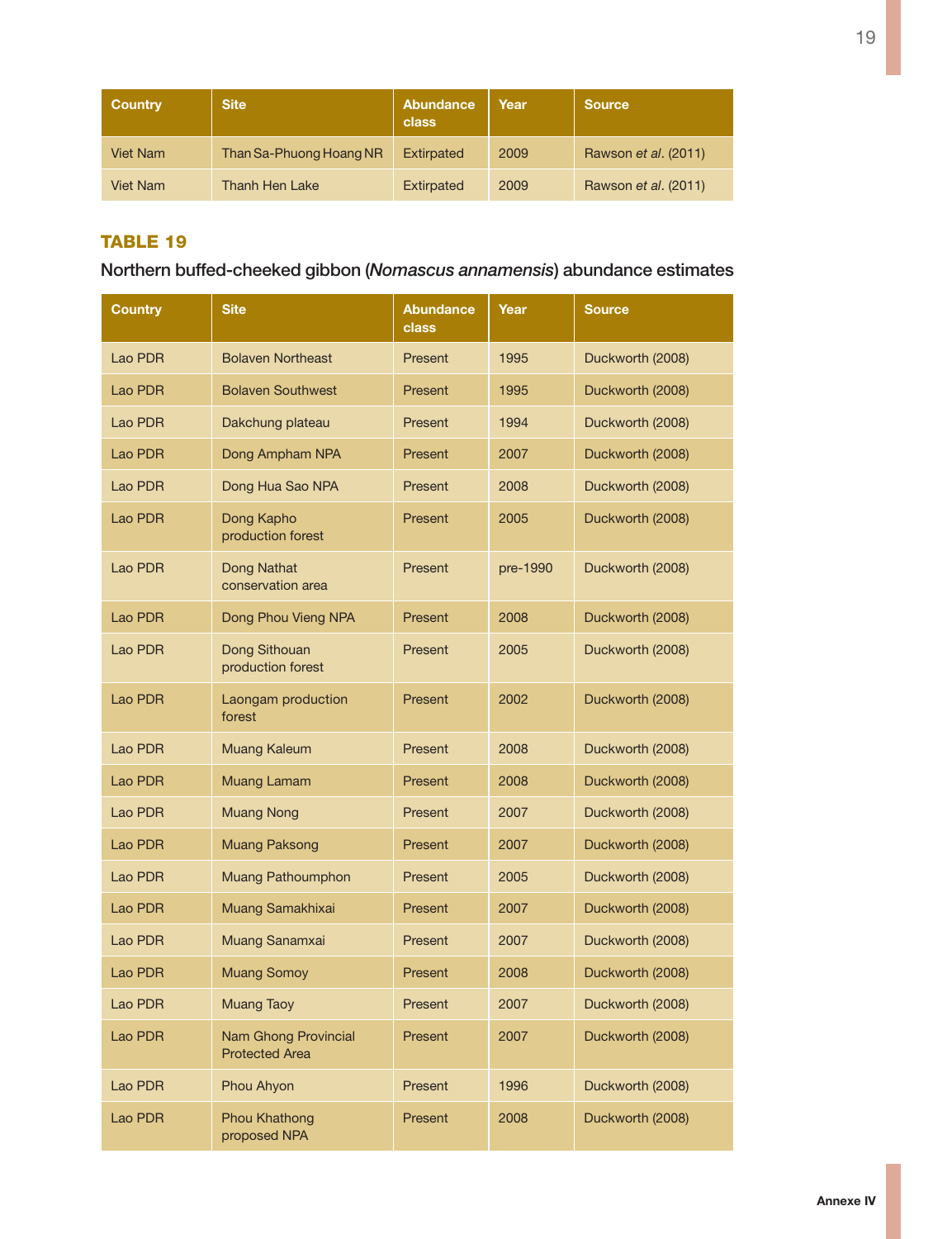| Country | Site | Abundance class | Year | Source |
|---|---|---|---|---|
| Viet Nam | Than Sa-Phuong Hoang NR | Extirpated | 2009 | Rawson *et al*. (2011) |
| Viet Nam | Thanh Hen Lake | Extirpated | 2009 | Rawson *et al*. (2011) |

### TABLE 19

Northern buffed-cheeked gibbon (*Nomascus annamensis*) abundance estimates

| Country | Site | Abundance class | Year | Source |
|---|---|---|---|---|
| Lao PDR | Bolaven Northeast | Present | 1995 | Duckworth (2008) |
| Lao PDR | Bolaven Southwest | Present | 1995 | Duckworth (2008) |
| Lao PDR | Dakchung plateau | Present | 1994 | Duckworth (2008) |
| Lao PDR | Dong Ampham NPA | Present | 2007 | Duckworth (2008) |
| Lao PDR | Dong Hua Sao NPA | Present | 2008 | Duckworth (2008) |
| Lao PDR | Dong Kapho production forest | Present | 2005 | Duckworth (2008) |
| Lao PDR | Dong Nathat conservation area | Present | pre-1990 | Duckworth (2008) |
| Lao PDR | Dong Phou Vieng NPA | Present | 2008 | Duckworth (2008) |
| Lao PDR | Dong Sithouan production forest | Present | 2005 | Duckworth (2008) |
| Lao PDR | Laongam production forest | Present | 2002 | Duckworth (2008) |
| Lao PDR | Muang Kaleum | Present | 2008 | Duckworth (2008) |
| Lao PDR | Muang Lamam | Present | 2008 | Duckworth (2008) |
| Lao PDR | Muang Nong | Present | 2007 | Duckworth (2008) |
| Lao PDR | Muang Paksong | Present | 2007 | Duckworth (2008) |
| Lao PDR | Muang Pathoumphon | Present | 2005 | Duckworth (2008) |
| Lao PDR | Muang Samakhixai | Present | 2007 | Duckworth (2008) |
| Lao PDR | Muang Sanamxai | Present | 2007 | Duckworth (2008) |
| Lao PDR | Muang Somoy | Present | 2008 | Duckworth (2008) |
| Lao PDR | Muang Taoy | Present | 2007 | Duckworth (2008) |
| Lao PDR | Nam Ghong Provincial Protected Area | Present | 2007 | Duckworth (2008) |
| Lao PDR | Phou Ahyon | Present | 1996 | Duckworth (2008) |
| Lao PDR | Phou Khathong proposed NPA | Present | 2008 | Duckworth (2008) |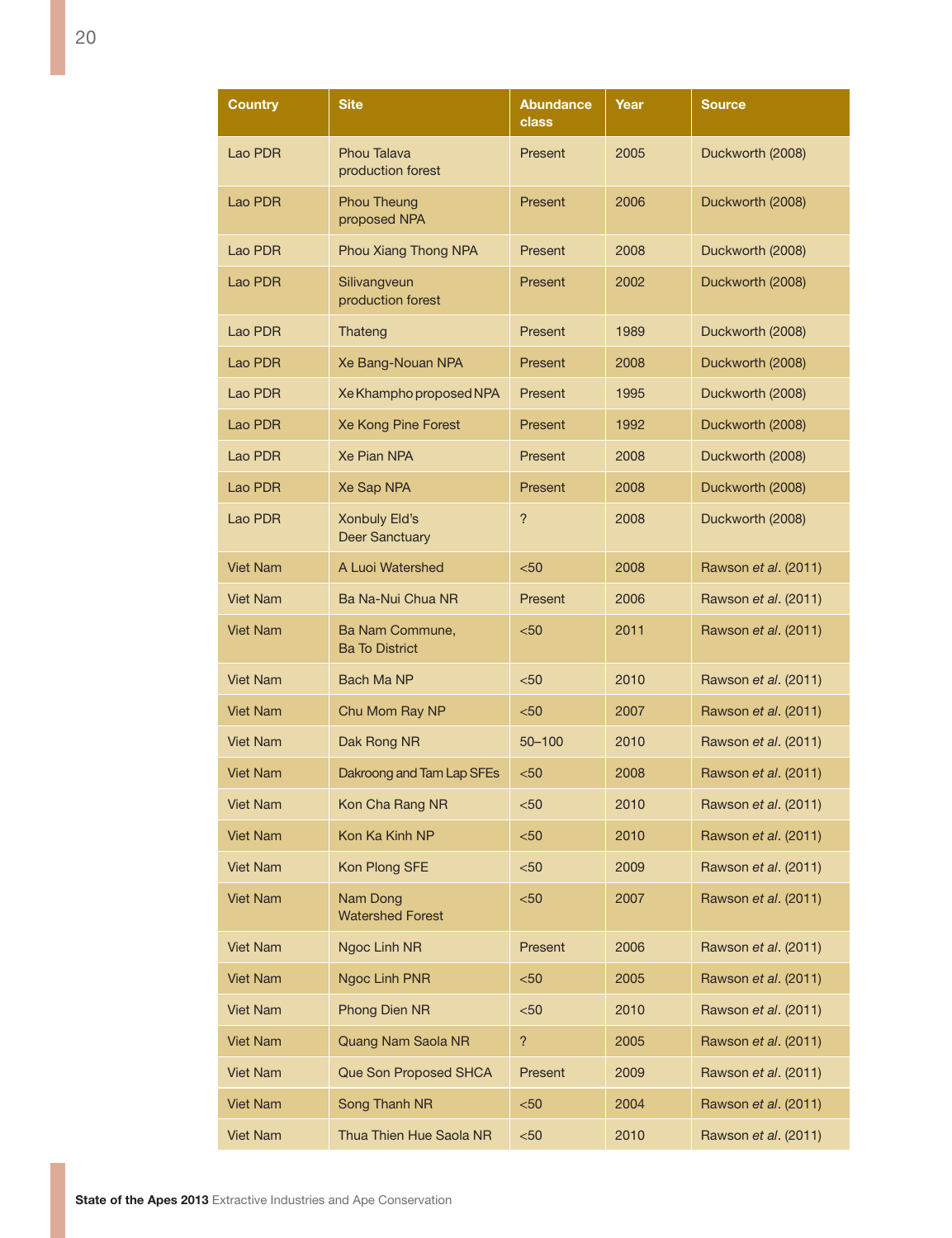| Country | Site | Abundance class | Year | Source |
|---|---|---|---|---|
| Lao PDR | Phou Talava production forest | Present | 2005 | Duckworth (2008) |
| Lao PDR | Phou Theung proposed NPA | Present | 2006 | Duckworth (2008) |
| Lao PDR | Phou Xiang Thong NPA | Present | 2008 | Duckworth (2008) |
| Lao PDR | Silivangveun production forest | Present | 2002 | Duckworth (2008) |
| Lao PDR | Thateng | Present | 1989 | Duckworth (2008) |
| Lao PDR | Xe Bang-Nouan NPA | Present | 2008 | Duckworth (2008) |
| Lao PDR | Xe Khampho proposed NPA | Present | 1995 | Duckworth (2008) |
| Lao PDR | Xe Kong Pine Forest | Present | 1992 | Duckworth (2008) |
| Lao PDR | Xe Pian NPA | Present | 2008 | Duckworth (2008) |
| Lao PDR | Xe Sap NPA | Present | 2008 | Duckworth (2008) |
| Lao PDR | Xonbuly Eld's Deer Sanctuary | ? | 2008 | Duckworth (2008) |
| Viet Nam | A Luoi Watershed | <50 | 2008 | Rawson *et al*. (2011) |
| Viet Nam | Ba Na-Nui Chua NR | Present | 2006 | Rawson *et al*. (2011) |
| Viet Nam | Ba Nam Commune, Ba To District | <50 | 2011 | Rawson *et al*. (2011) |
| Viet Nam | Bach Ma NP | <50 | 2010 | Rawson *et al*. (2011) |
| Viet Nam | Chu Mom Ray NP | <50 | 2007 | Rawson *et al*. (2011) |
| Viet Nam | Dak Rong NR | 50–100 | 2010 | Rawson *et al*. (2011) |
| Viet Nam | Dakroong and Tam Lap SFEs | <50 | 2008 | Rawson *et al*. (2011) |
| Viet Nam | Kon Cha Rang NR | <50 | 2010 | Rawson *et al*. (2011) |
| Viet Nam | Kon Ka Kinh NP | <50 | 2010 | Rawson *et al*. (2011) |
| Viet Nam | Kon Plong SFE | <50 | 2009 | Rawson *et al*. (2011) |
| Viet Nam | Nam Dong Watershed Forest | <50 | 2007 | Rawson *et al*. (2011) |
| Viet Nam | Ngoc Linh NR | Present | 2006 | Rawson *et al*. (2011) |
| Viet Nam | Ngoc Linh PNR | <50 | 2005 | Rawson *et al*. (2011) |
| Viet Nam | Phong Dien NR | <50 | 2010 | Rawson *et al*. (2011) |
| Viet Nam | Quang Nam Saola NR | ? | 2005 | Rawson *et al*. (2011) |
| Viet Nam | Que Son Proposed SHCA | Present | 2009 | Rawson *et al*. (2011) |
| Viet Nam | Song Thanh NR | <50 | 2004 | Rawson *et al*. (2011) |
| Viet Nam | Thua Thien Hue Saola NR | <50 | 2010 | Rawson *et al*. (2011) |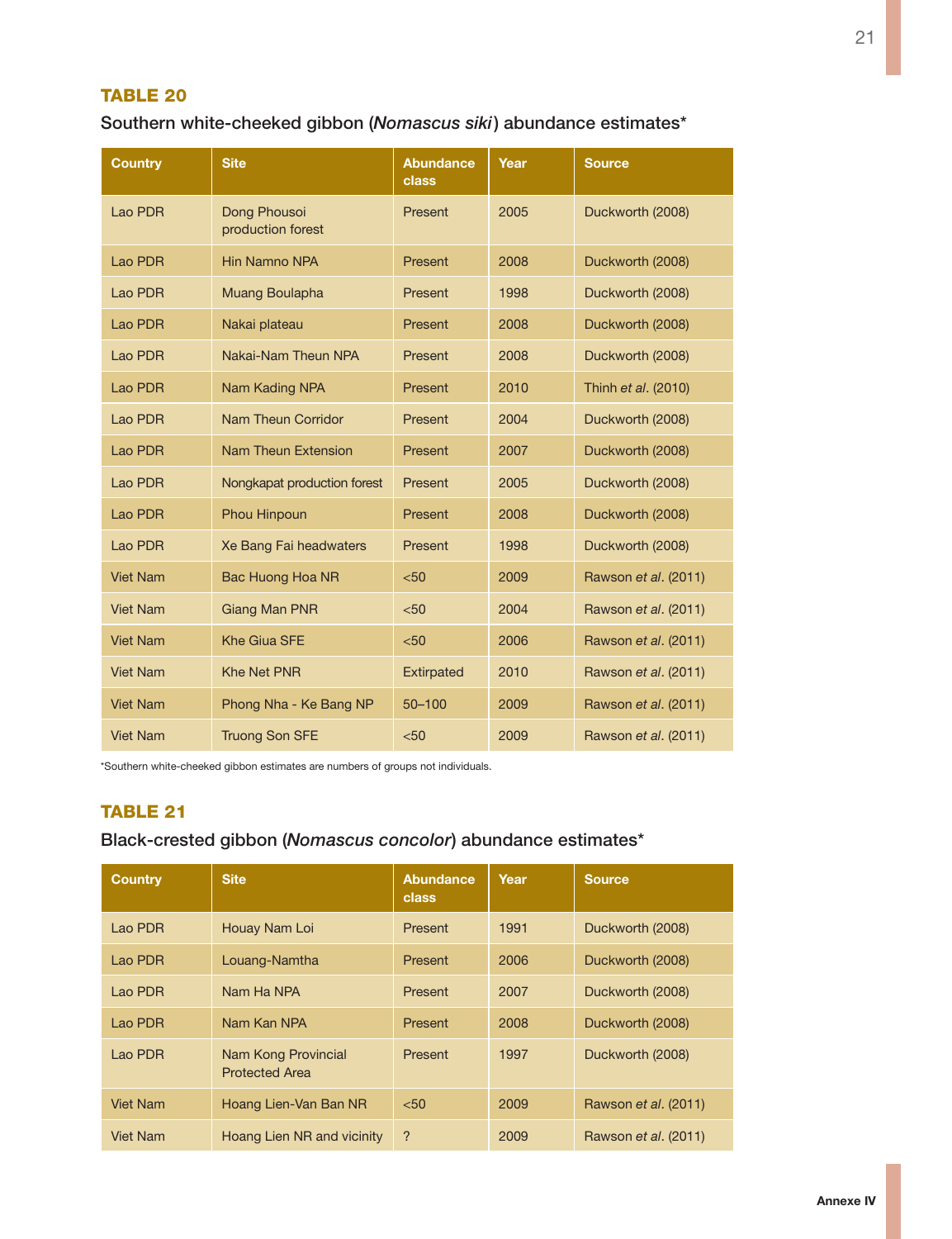## TABLE 20

Southern white-cheeked gibbon (*Nomascus siki*) abundance estimates*

| Country | Site | Abundance class | Year | Source |
|---|---|---|---|---|
| Lao PDR | Dong Phousoi production forest | Present | 2005 | Duckworth (2008) |
| Lao PDR | Hin Namno NPA | Present | 2008 | Duckworth (2008) |
| Lao PDR | Muang Boulapha | Present | 1998 | Duckworth (2008) |
| Lao PDR | Nakai plateau | Present | 2008 | Duckworth (2008) |
| Lao PDR | Nakai-Nam Theun NPA | Present | 2008 | Duckworth (2008) |
| Lao PDR | Nam Kading NPA | Present | 2010 | Thinh *et al*. (2010) |
| Lao PDR | Nam Theun Corridor | Present | 2004 | Duckworth (2008) |
| Lao PDR | Nam Theun Extension | Present | 2007 | Duckworth (2008) |
| Lao PDR | Nongkapat production forest | Present | 2005 | Duckworth (2008) |
| Lao PDR | Phou Hinpoun | Present | 2008 | Duckworth (2008) |
| Lao PDR | Xe Bang Fai headwaters | Present | 1998 | Duckworth (2008) |
| Viet Nam | Bac Huong Hoa NR | <50 | 2009 | Rawson *et al*. (2011) |
| Viet Nam | Giang Man PNR | <50 | 2004 | Rawson *et al*. (2011) |
| Viet Nam | Khe Giua SFE | <50 | 2006 | Rawson *et al*. (2011) |
| Viet Nam | Khe Net PNR | Extirpated | 2010 | Rawson *et al*. (2011) |
| Viet Nam | Phong Nha - Ke Bang NP | 50–100 | 2009 | Rawson *et al*. (2011) |
| Viet Nam | Truong Son SFE | <50 | 2009 | Rawson *et al*. (2011) |

*Southern white-cheeked gibbon estimates are numbers of groups not individuals.

## TABLE 21

Black-crested gibbon (*Nomascus concolor*) abundance estimates*

| Country | Site | Abundance class | Year | Source |
|---|---|---|---|---|
| Lao PDR | Houay Nam Loi | Present | 1991 | Duckworth (2008) |
| Lao PDR | Louang-Namtha | Present | 2006 | Duckworth (2008) |
| Lao PDR | Nam Ha NPA | Present | 2007 | Duckworth (2008) |
| Lao PDR | Nam Kan NPA | Present | 2008 | Duckworth (2008) |
| Lao PDR | Nam Kong Provincial Protected Area | Present | 1997 | Duckworth (2008) |
| Viet Nam | Hoang Lien-Van Ban NR | <50 | 2009 | Rawson *et al*. (2011) |
| Viet Nam | Hoang Lien NR and vicinity | ? | 2009 | Rawson *et al*. (2011) |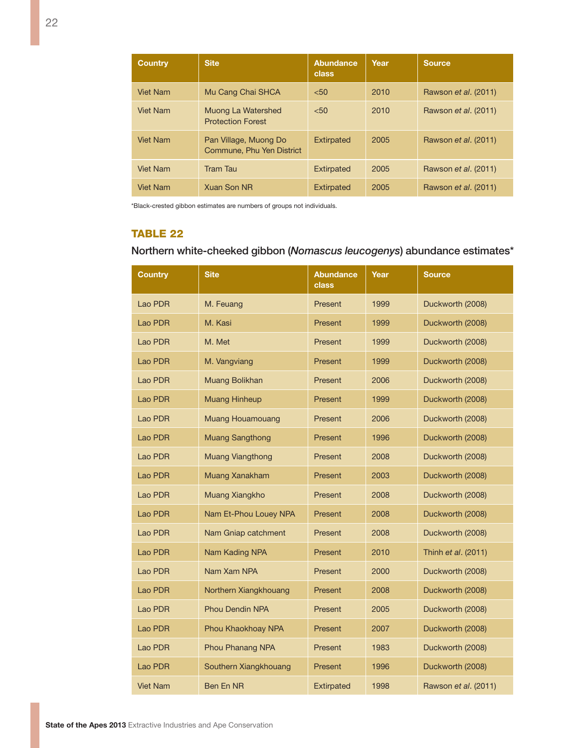| Country | Site | Abundance class | Year | Source |
|---|---|---|---|---|
| Viet Nam | Mu Cang Chai SHCA | <50 | 2010 | Rawson *et al*. (2011) |
| Viet Nam | Muong La Watershed Protection Forest | <50 | 2010 | Rawson *et al*. (2011) |
| Viet Nam | Pan Village, Muong Do Commune, Phu Yen District | Extirpated | 2005 | Rawson *et al*. (2011) |
| Viet Nam | Tram Tau | Extirpated | 2005 | Rawson *et al*. (2011) |
| Viet Nam | Xuan Son NR | Extirpated | 2005 | Rawson *et al*. (2011) |

*Black-crested gibbon estimates are numbers of groups not individuals.

## TABLE 22

Northern white-cheeked gibbon (*Nomascus leucogenys*) abundance estimates*

| Country | Site | Abundance class | Year | Source |
|---|---|---|---|---|
| Lao PDR | M. Feuang | Present | 1999 | Duckworth (2008) |
| Lao PDR | M. Kasi | Present | 1999 | Duckworth (2008) |
| Lao PDR | M. Met | Present | 1999 | Duckworth (2008) |
| Lao PDR | M. Vangviang | Present | 1999 | Duckworth (2008) |
| Lao PDR | Muang Bolikhan | Present | 2006 | Duckworth (2008) |
| Lao PDR | Muang Hinheup | Present | 1999 | Duckworth (2008) |
| Lao PDR | Muang Houamouang | Present | 2006 | Duckworth (2008) |
| Lao PDR | Muang Sangthong | Present | 1996 | Duckworth (2008) |
| Lao PDR | Muang Viangthong | Present | 2008 | Duckworth (2008) |
| Lao PDR | Muang Xanakham | Present | 2003 | Duckworth (2008) |
| Lao PDR | Muang Xiangkho | Present | 2008 | Duckworth (2008) |
| Lao PDR | Nam Et-Phou Louey NPA | Present | 2008 | Duckworth (2008) |
| Lao PDR | Nam Gniap catchment | Present | 2008 | Duckworth (2008) |
| Lao PDR | Nam Kading NPA | Present | 2010 | Thinh *et al*. (2011) |
| Lao PDR | Nam Xam NPA | Present | 2000 | Duckworth (2008) |
| Lao PDR | Northern Xiangkhouang | Present | 2008 | Duckworth (2008) |
| Lao PDR | Phou Dendin NPA | Present | 2005 | Duckworth (2008) |
| Lao PDR | Phou Khaokhoay NPA | Present | 2007 | Duckworth (2008) |
| Lao PDR | Phou Phanang NPA | Present | 1983 | Duckworth (2008) |
| Lao PDR | Southern Xiangkhouang | Present | 1996 | Duckworth (2008) |
| Viet Nam | Ben En NR | Extirpated | 1998 | Rawson *et al*. (2011) |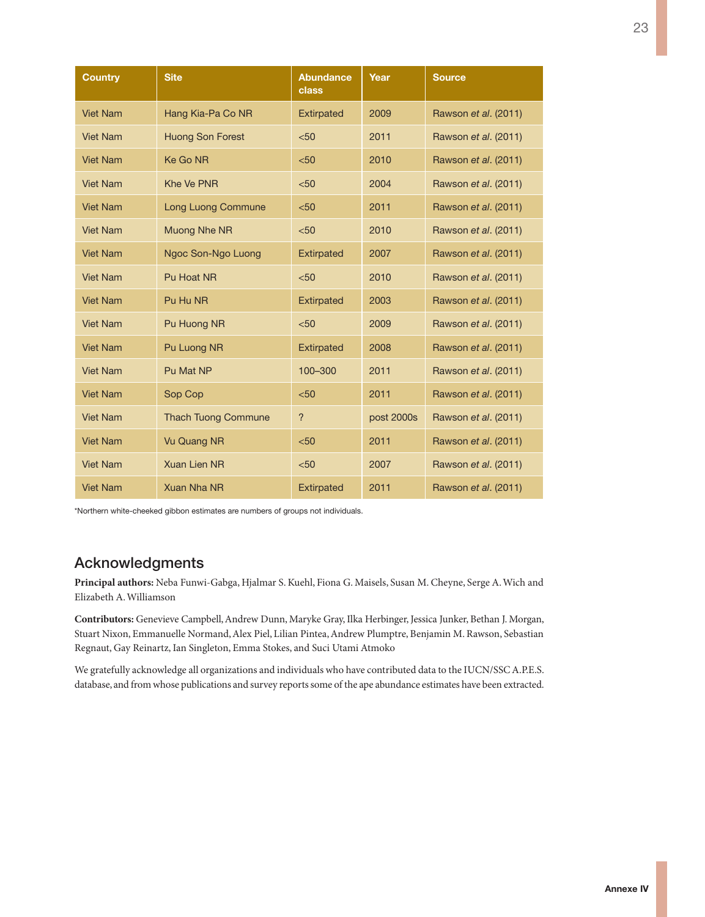| Country | Site | Abundance class | Year | Source |
|---|---|---|---|---|
| Viet Nam | Hang Kia-Pa Co NR | Extirpated | 2009 | Rawson *et al*. (2011) |
| Viet Nam | Huong Son Forest | <50 | 2011 | Rawson *et al*. (2011) |
| Viet Nam | Ke Go NR | <50 | 2010 | Rawson *et al*. (2011) |
| Viet Nam | Khe Ve PNR | <50 | 2004 | Rawson *et al*. (2011) |
| Viet Nam | Long Luong Commune | <50 | 2011 | Rawson *et al*. (2011) |
| Viet Nam | Muong Nhe NR | <50 | 2010 | Rawson *et al*. (2011) |
| Viet Nam | Ngoc Son-Ngo Luong | Extirpated | 2007 | Rawson *et al*. (2011) |
| Viet Nam | Pu Hoat NR | <50 | 2010 | Rawson *et al*. (2011) |
| Viet Nam | Pu Hu NR | Extirpated | 2003 | Rawson *et al*. (2011) |
| Viet Nam | Pu Huong NR | <50 | 2009 | Rawson *et al*. (2011) |
| Viet Nam | Pu Luong NR | Extirpated | 2008 | Rawson *et al*. (2011) |
| Viet Nam | Pu Mat NP | 100–300 | 2011 | Rawson *et al*. (2011) |
| Viet Nam | Sop Cop | <50 | 2011 | Rawson *et al*. (2011) |
| Viet Nam | Thach Tuong Commune | ? | post 2000s | Rawson *et al*. (2011) |
| Viet Nam | Vu Quang NR | <50 | 2011 | Rawson *et al*. (2011) |
| Viet Nam | Xuan Lien NR | <50 | 2007 | Rawson *et al*. (2011) |
| Viet Nam | Xuan Nha NR | Extirpated | 2011 | Rawson *et al*. (2011) |

*Northern white-cheeked gibbon estimates are numbers of groups not individuals.

## Acknowledgments

**Principal authors:** Neba Funwi-Gabga, Hjalmar S. Kuehl, Fiona G. Maisels, Susan M. Cheyne, Serge A. Wich and Elizabeth A. Williamson

**Contributors:** Genevieve Campbell, Andrew Dunn, Maryke Gray, Ilka Herbinger, Jessica Junker, Bethan J. Morgan, Stuart Nixon, Emmanuelle Normand, Alex Piel, Lilian Pintea, Andrew Plumptre, Benjamin M. Rawson, Sebastian Regnaut, Gay Reinartz, Ian Singleton, Emma Stokes, and Suci Utami Atmoko

We gratefully acknowledge all organizations and individuals who have contributed data to the IUCN/SSC A.P.E.S. database, and from whose publications and survey reports some of the ape abundance estimates have been extracted.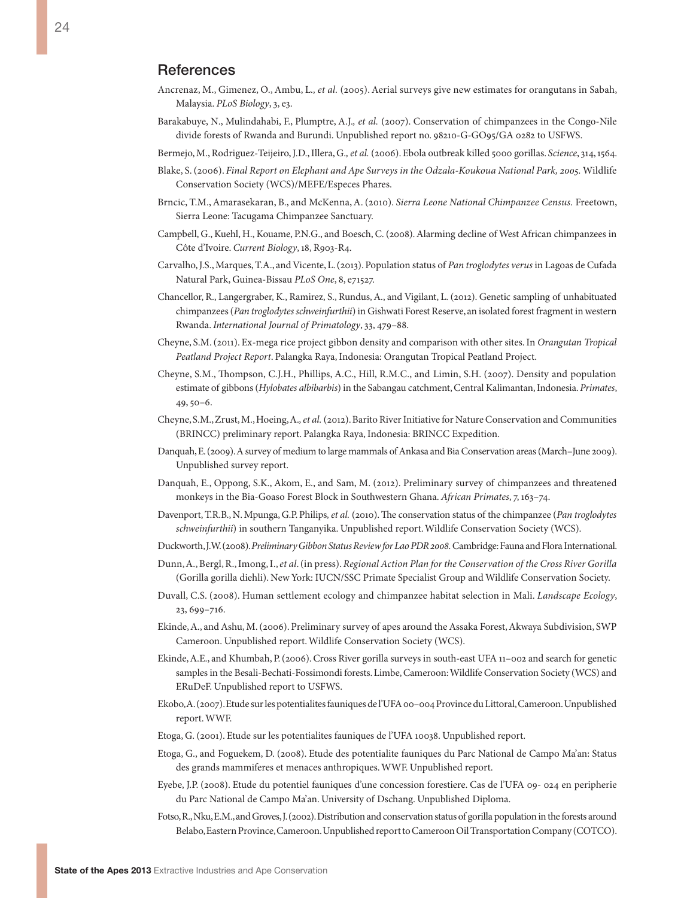## References

Ancrenaz, M., Gimenez, O., Ambu, L.*, et al.* (2005). Aerial surveys give new estimates for orangutans in Sabah, Malaysia. *PLoS Biology*, 3, e3.

Barakabuye, N., Mulindahabi, F., Plumptre, A.J.*, et al.* (2007). Conservation of chimpanzees in the Congo-Nile divide forests of Rwanda and Burundi. Unpublished report no. 98210-G-GO95/GA 0282 to USFWS.

Bermejo, M., Rodriguez-Teijeiro, J.D., Illera, G.*, et al.* (2006). Ebola outbreak killed 5000 gorillas. *Science*, 314, 1564.

Blake, S. (2006). *Final Report on Elephant and Ape Surveys in the Odzala-Koukoua National Park, 2005*. Wildlife Conservation Society (WCS)/MEFE/Especes Phares.

Brncic, T.M., Amarasekaran, B., and McKenna, A. (2010). *Sierra Leone National Chimpanzee Census.* Freetown, Sierra Leone: Tacugama Chimpanzee Sanctuary.

Campbell, G., Kuehl, H., Kouame, P.N.G., and Boesch, C. (2008). Alarming decline of West African chimpanzees in Côte d'Ivoire. *Current Biology*, 18, R903-R4.

Carvalho, J.S., Marques, T.A., and Vicente, L. (2013). Population status of *Pan troglodytes verus* in Lagoas de Cufada Natural Park, Guinea-Bissau *PLoS One*, 8, e71527.

Chancellor, R., Langergraber, K., Ramirez, S., Rundus, A., and Vigilant, L. (2012). Genetic sampling of unhabituated chimpanzees (*Pan troglodytes schweinfurthii*) in Gishwati Forest Reserve, an isolated forest fragment in western Rwanda. *International Journal of Primatology*, 33, 479–88.

Cheyne, S.M. (2011). Ex-mega rice project gibbon density and comparison with other sites. In *Orangutan Tropical Peatland Project Report*. Palangka Raya, Indonesia: Orangutan Tropical Peatland Project.

Cheyne, S.M., Thompson, C.J.H., Phillips, A.C., Hill, R.M.C., and Limin, S.H. (2007). Density and population estimate of gibbons (*Hylobates albibarbis*) in the Sabangau catchment, Central Kalimantan, Indonesia. *Primates*, 49, 50–6.

Cheyne, S.M., Zrust, M., Hoeing, A.*, et al.* (2012). Barito River Initiative for Nature Conservation and Communities (BRINCC) preliminary report. Palangka Raya, Indonesia: BRINCC Expedition.

Danquah, E. (2009). A survey of medium to large mammals of Ankasa and Bia Conservation areas (March–June 2009). Unpublished survey report.

Danquah, E., Oppong, S.K., Akom, E., and Sam, M. (2012). Preliminary survey of chimpanzees and threatened monkeys in the Bia-Goaso Forest Block in Southwestern Ghana. *African Primates*, 7, 163–74.

Davenport, T.R.B., N. Mpunga, G.P. Philips*, et al.* (2010). The conservation status of the chimpanzee (*Pan troglodytes schweinfurthii*) in southern Tanganyika. Unpublished report. Wildlife Conservation Society (WCS).

Duckworth, J.W. (2008). *Preliminary Gibbon Status Review for Lao PDR 2008.* Cambridge: Fauna and Flora International.

Dunn, A., Bergl, R., Imong, I., *et al*. (in press). *Regional Action Plan for the Conservation of the Cross River Gorilla* (Gorilla gorilla diehli). New York: IUCN/SSC Primate Specialist Group and Wildlife Conservation Society.

Duvall, C.S. (2008). Human settlement ecology and chimpanzee habitat selection in Mali. *Landscape Ecology*, 23, 699–716.

Ekinde, A., and Ashu, M. (2006). Preliminary survey of apes around the Assaka Forest, Akwaya Subdivision, SWP Cameroon. Unpublished report. Wildlife Conservation Society (WCS).

Ekinde, A.E., and Khumbah, P. (2006). Cross River gorilla surveys in south-east UFA 11–002 and search for genetic samples in the Besali-Bechati-Fossimondi forests. Limbe, Cameroon: Wildlife Conservation Society (WCS) and ERuDeF. Unpublished report to USFWS.

Ekobo, A. (2007). Etude sur les potentialites fauniques de l'UFA 00–004 Province du Littoral, Cameroon. Unpublished report. WWF.

Etoga, G. (2001). Etude sur les potentialites fauniques de l'UFA 10038. Unpublished report.

Etoga, G., and Foguekem, D. (2008). Etude des potentialite fauniques du Parc National de Campo Ma'an: Status des grands mammiferes et menaces anthropiques. WWF. Unpublished report.

Eyebe, J.P. (2008). Etude du potentiel fauniques d'une concession forestiere. Cas de l'UFA 09- 024 en peripherie du Parc National de Campo Ma'an. University of Dschang. Unpublished Diploma.

Fotso, R., Nku, E.M., and Groves, J. (2002). Distribution and conservation status of gorilla population in the forests around Belabo, Eastern Province, Cameroon. Unpublished report to Cameroon Oil Transportation Company (COTCO).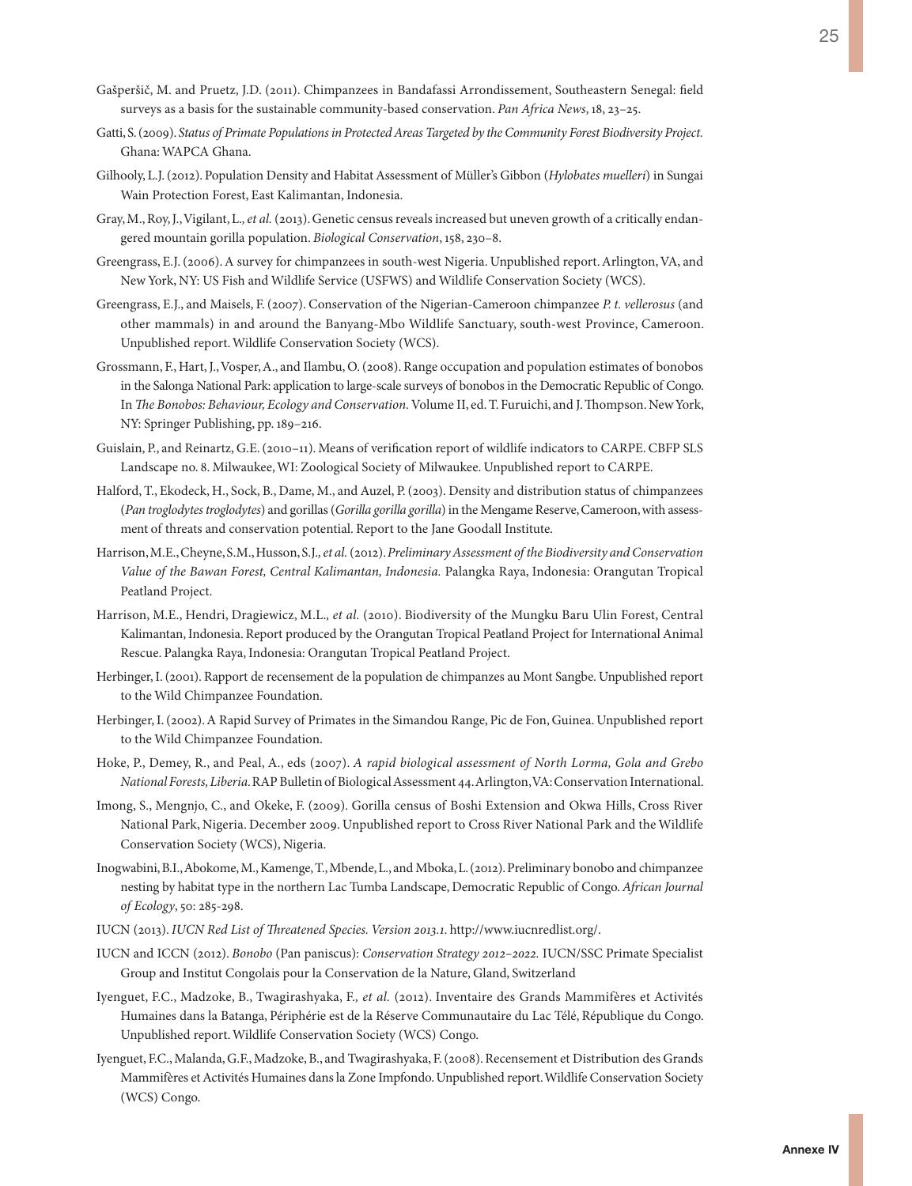Gašperšič, M. and Pruetz, J.D. (2011). Chimpanzees in Bandafassi Arrondissement, Southeastern Senegal: field surveys as a basis for the sustainable community-based conservation. *Pan Africa News*, 18, 23–25.

Gatti, S. (2009). *Status of Primate Populations in Protected Areas Targeted by the Community Forest Biodiversity Project.* Ghana: WAPCA Ghana.

Gilhooly, L.J. (2012). Population Density and Habitat Assessment of Müller's Gibbon (*Hylobates muelleri*) in Sungai Wain Protection Forest, East Kalimantan, Indonesia.

Gray, M., Roy, J., Vigilant, L.*, et al.* (2013). Genetic census reveals increased but uneven growth of a critically endangered mountain gorilla population. *Biological Conservation*, 158, 230–8.

Greengrass, E.J. (2006). A survey for chimpanzees in south-west Nigeria. Unpublished report. Arlington, VA, and New York, NY: US Fish and Wildlife Service (USFWS) and Wildlife Conservation Society (WCS).

Greengrass, E.J., and Maisels, F. (2007). Conservation of the Nigerian-Cameroon chimpanzee *P. t. vellerosus* (and other mammals) in and around the Banyang-Mbo Wildlife Sanctuary, south-west Province, Cameroon. Unpublished report. Wildlife Conservation Society (WCS).

Grossmann, F., Hart, J., Vosper, A., and Ilambu, O. (2008). Range occupation and population estimates of bonobos in the Salonga National Park: application to large-scale surveys of bonobos in the Democratic Republic of Congo. In *The Bonobos: Behaviour, Ecology and Conservation.* Volume II, ed. T. Furuichi, and J. Thompson. New York, NY: Springer Publishing, pp. 189–216.

Guislain, P., and Reinartz, G.E. (2010–11). Means of verification report of wildlife indicators to CARPE. CBFP SLS Landscape no. 8. Milwaukee, WI: Zoological Society of Milwaukee. Unpublished report to CARPE.

Halford, T., Ekodeck, H., Sock, B., Dame, M., and Auzel, P. (2003). Density and distribution status of chimpanzees (*Pan troglodytes troglodytes*) and gorillas (*Gorilla gorilla gorilla*) in the Mengame Reserve, Cameroon, with assessment of threats and conservation potential. Report to the Jane Goodall Institute.

Harrison, M.E., Cheyne, S.M., Husson, S.J.*, et al.* (2012). *Preliminary Assessment of the Biodiversity and Conservation Value of the Bawan Forest, Central Kalimantan, Indonesia.* Palangka Raya, Indonesia: Orangutan Tropical Peatland Project.

Harrison, M.E., Hendri, Dragiewicz, M.L.*, et al.* (2010). Biodiversity of the Mungku Baru Ulin Forest, Central Kalimantan, Indonesia. Report produced by the Orangutan Tropical Peatland Project for International Animal Rescue. Palangka Raya, Indonesia: Orangutan Tropical Peatland Project.

Herbinger, I. (2001). Rapport de recensement de la population de chimpanzes au Mont Sangbe. Unpublished report to the Wild Chimpanzee Foundation.

Herbinger, I. (2002). A Rapid Survey of Primates in the Simandou Range, Pic de Fon, Guinea. Unpublished report to the Wild Chimpanzee Foundation.

Hoke, P., Demey, R., and Peal, A., eds (2007). *A rapid biological assessment of North Lorma, Gola and Grebo National Forests, Liberia.* RAP Bulletin of Biological Assessment 44. Arlington, VA: Conservation International.

Imong, S., Mengnjo, C., and Okeke, F. (2009). Gorilla census of Boshi Extension and Okwa Hills, Cross River National Park, Nigeria. December 2009. Unpublished report to Cross River National Park and the Wildlife Conservation Society (WCS), Nigeria.

Inogwabini, B.I., Abokome, M., Kamenge, T., Mbende, L., and Mboka, L. (2012). Preliminary bonobo and chimpanzee nesting by habitat type in the northern Lac Tumba Landscape, Democratic Republic of Congo. *African Journal of Ecology*, 50: 285-298.

IUCN (2013). *IUCN Red List of Threatened Species. Version 2013.1.* http://www.iucnredlist.org/.

IUCN and ICCN (2012). *Bonobo* (Pan paniscus): *Conservation Strategy 2012–2022.* IUCN/SSC Primate Specialist Group and Institut Congolais pour la Conservation de la Nature, Gland, Switzerland

Iyenguet, F.C., Madzoke, B., Twagirashyaka, F.*, et al.* (2012). Inventaire des Grands Mammifères et Activités Humaines dans la Batanga, Périphérie est de la Réserve Communautaire du Lac Télé, République du Congo. Unpublished report. Wildlife Conservation Society (WCS) Congo.

Iyenguet, F.C., Malanda, G.F., Madzoke, B., and Twagirashyaka, F. (2008). Recensement et Distribution des Grands Mammifères et Activités Humaines dans la Zone Impfondo. Unpublished report. Wildlife Conservation Society (WCS) Congo.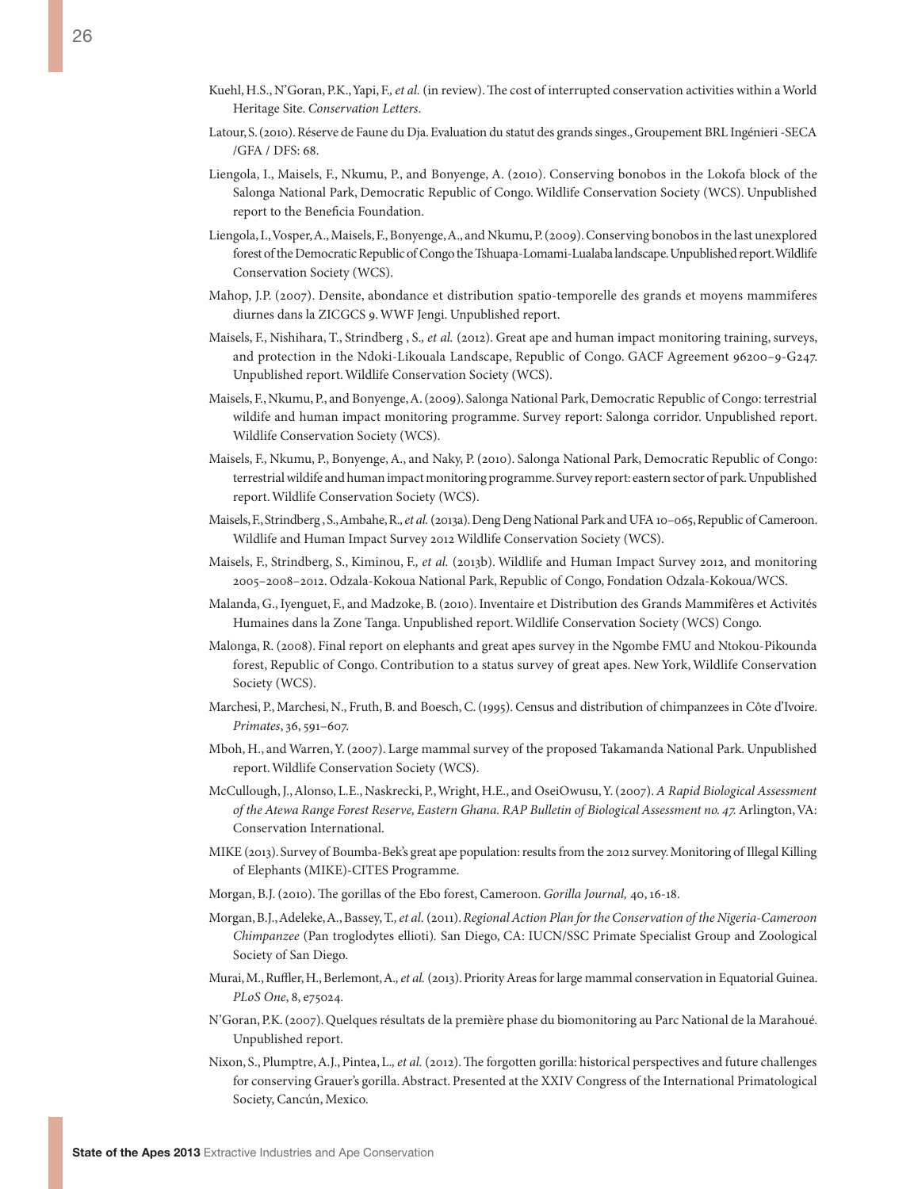Kuehl, H.S., N'Goran, P.K., Yapi, F., *et al.* (in review). The cost of interrupted conservation activities within a World Heritage Site. *Conservation Letters*.

Latour, S. (2010). Réserve de Faune du Dja. Evaluation du statut des grands singes., Groupement BRL Ingénieri -SECA /GFA / DFS: 68.

Liengola, I., Maisels, F., Nkumu, P., and Bonyenge, A. (2010). Conserving bonobos in the Lokofa block of the Salonga National Park, Democratic Republic of Congo. Wildlife Conservation Society (WCS). Unpublished report to the Beneficia Foundation.

Liengola, I., Vosper, A., Maisels, F., Bonyenge, A., and Nkumu, P. (2009). Conserving bonobos in the last unexplored forest of the Democratic Republic of Congo the Tshuapa-Lomami-Lualaba landscape. Unpublished report. Wildlife Conservation Society (WCS).

Mahop, J.P. (2007). Densite, abondance et distribution spatio-temporelle des grands et moyens mammiferes diurnes dans la ZICGCS 9. WWF Jengi. Unpublished report.

Maisels, F., Nishihara, T., Strindberg , S., *et al.* (2012). Great ape and human impact monitoring training, surveys, and protection in the Ndoki-Likouala Landscape, Republic of Congo. GACF Agreement 96200–9-G247. Unpublished report. Wildlife Conservation Society (WCS).

Maisels, F., Nkumu, P., and Bonyenge, A. (2009). Salonga National Park, Democratic Republic of Congo: terrestrial wildife and human impact monitoring programme. Survey report: Salonga corridor. Unpublished report. Wildlife Conservation Society (WCS).

Maisels, F., Nkumu, P., Bonyenge, A., and Naky, P. (2010). Salonga National Park, Democratic Republic of Congo: terrestrial wildife and human impact monitoring programme. Survey report: eastern sector of park. Unpublished report. Wildlife Conservation Society (WCS).

Maisels, F., Strindberg , S., Ambahe, R., *et al.* (2013a). Deng Deng National Park and UFA 10–065, Republic of Cameroon. Wildlife and Human Impact Survey 2012 Wildlife Conservation Society (WCS).

Maisels, F., Strindberg, S., Kiminou, F., *et al.* (2013b). Wildlife and Human Impact Survey 2012, and monitoring 2005–2008–2012. Odzala-Kokoua National Park, Republic of Congo, Fondation Odzala-Kokoua/WCS.

Malanda, G., Iyenguet, F., and Madzoke, B. (2010). Inventaire et Distribution des Grands Mammifères et Activités Humaines dans la Zone Tanga. Unpublished report. Wildlife Conservation Society (WCS) Congo.

Malonga, R. (2008). Final report on elephants and great apes survey in the Ngombe FMU and Ntokou-Pikounda forest, Republic of Congo. Contribution to a status survey of great apes. New York, Wildlife Conservation Society (WCS).

Marchesi, P., Marchesi, N., Fruth, B. and Boesch, C. (1995). Census and distribution of chimpanzees in Côte d'Ivoire. *Primates*, 36, 591–607.

Mboh, H., and Warren, Y. (2007). Large mammal survey of the proposed Takamanda National Park. Unpublished report. Wildlife Conservation Society (WCS).

McCullough, J., Alonso, L.E., Naskrecki, P., Wright, H.E., and OseiOwusu, Y. (2007). *A Rapid Biological Assessment of the Atewa Range Forest Reserve, Eastern Ghana. RAP Bulletin of Biological Assessment no. 47.* Arlington, VA: Conservation International.

MIKE (2013). Survey of Boumba-Bek's great ape population: results from the 2012 survey. Monitoring of Illegal Killing of Elephants (MIKE)-CITES Programme.

Morgan, B.J. (2010). The gorillas of the Ebo forest, Cameroon. *Gorilla Journal,* 40, 16-18.

Morgan, B.J., Adeleke, A., Bassey, T., *et al.* (2011). *Regional Action Plan for the Conservation of the Nigeria-Cameroon Chimpanzee* (Pan troglodytes ellioti). San Diego, CA: IUCN/SSC Primate Specialist Group and Zoological Society of San Diego.

Murai, M., Ruffler, H., Berlemont, A., *et al.* (2013). Priority Areas for large mammal conservation in Equatorial Guinea. *PLoS One*, 8, e75024.

N'Goran, P.K. (2007). Quelques résultats de la première phase du biomonitoring au Parc National de la Marahoué. Unpublished report.

Nixon, S., Plumptre, A.J., Pintea, L., *et al.* (2012). The forgotten gorilla: historical perspectives and future challenges for conserving Grauer's gorilla. Abstract. Presented at the XXIV Congress of the International Primatological Society, Cancún, Mexico.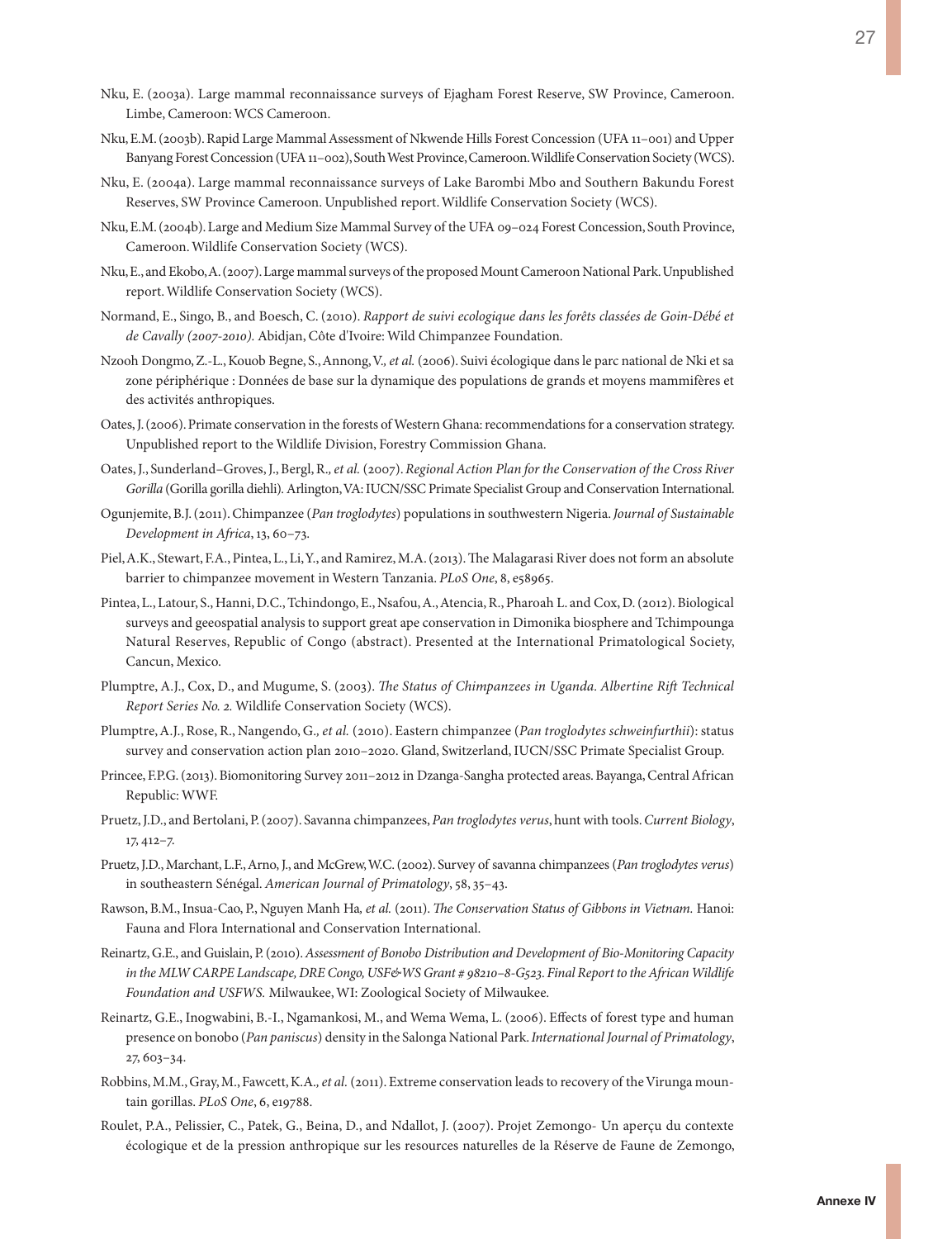Nku, E. (2003a). Large mammal reconnaissance surveys of Ejagham Forest Reserve, SW Province, Cameroon. Limbe, Cameroon: WCS Cameroon.

Nku, E.M. (2003b). Rapid Large Mammal Assessment of Nkwende Hills Forest Concession (UFA 11–001) and Upper Banyang Forest Concession (UFA 11–002), South West Province, Cameroon. Wildlife Conservation Society (WCS).

Nku, E. (2004a). Large mammal reconnaissance surveys of Lake Barombi Mbo and Southern Bakundu Forest Reserves, SW Province Cameroon. Unpublished report. Wildlife Conservation Society (WCS).

Nku, E.M. (2004b). Large and Medium Size Mammal Survey of the UFA 09–024 Forest Concession, South Province, Cameroon. Wildlife Conservation Society (WCS).

Nku, E., and Ekobo, A. (2007). Large mammal surveys of the proposed Mount Cameroon National Park. Unpublished report. Wildlife Conservation Society (WCS).

Normand, E., Singo, B., and Boesch, C. (2010). *Rapport de suivi ecologique dans les forêts classées de Goin-Débé et de Cavally (2007-2010).* Abidjan, Côte d'Ivoire: Wild Chimpanzee Foundation.

Nzooh Dongmo, Z.-L., Kouob Begne, S., Annong, V., *et al.* (2006). Suivi écologique dans le parc national de Nki et sa zone périphérique : Données de base sur la dynamique des populations de grands et moyens mammifères et des activités anthropiques.

Oates, J. (2006). Primate conservation in the forests of Western Ghana: recommendations for a conservation strategy. Unpublished report to the Wildlife Division, Forestry Commission Ghana.

Oates, J., Sunderland–Groves, J., Bergl, R., *et al.* (2007). *Regional Action Plan for the Conservation of the Cross River Gorilla* (Gorilla gorilla diehli). Arlington, VA: IUCN/SSC Primate Specialist Group and Conservation International.

Ogunjemite, B.J. (2011). Chimpanzee (*Pan troglodytes*) populations in southwestern Nigeria. *Journal of Sustainable Development in Africa*, 13, 60–73.

Piel, A.K., Stewart, F.A., Pintea, L., Li, Y., and Ramirez, M.A. (2013). The Malagarasi River does not form an absolute barrier to chimpanzee movement in Western Tanzania. *PLoS One*, 8, e58965.

Pintea, L., Latour, S., Hanni, D.C., Tchindongo, E., Nsafou, A., Atencia, R., Pharoah L. and Cox, D. (2012). Biological surveys and geospatial analysis to support great ape conservation in Dimonika biosphere and Tchimpounga Natural Reserves, Republic of Congo (abstract). Presented at the International Primatological Society, Cancun, Mexico.

Plumptre, A.J., Cox, D., and Mugume, S. (2003). *The Status of Chimpanzees in Uganda. Albertine Rift Technical Report Series No. 2.* Wildlife Conservation Society (WCS).

Plumptre, A.J., Rose, R., Nangendo, G., *et al.* (2010). Eastern chimpanzee (*Pan troglodytes schweinfurthii*): status survey and conservation action plan 2010–2020. Gland, Switzerland, IUCN/SSC Primate Specialist Group.

Princee, F.P.G. (2013). Biomonitoring Survey 2011–2012 in Dzanga-Sangha protected areas. Bayanga, Central African Republic: WWF.

Pruetz, J.D., and Bertolani, P. (2007). Savanna chimpanzees, *Pan troglodytes verus*, hunt with tools. *Current Biology*, 17, 412–7.

Pruetz, J.D., Marchant, L.F., Arno, J., and McGrew, W.C. (2002). Survey of savanna chimpanzees (*Pan troglodytes verus*) in southeastern Sénégal. *American Journal of Primatology*, 58, 35–43.

Rawson, B.M., Insua-Cao, P., Nguyen Manh Ha, *et al.* (2011). *The Conservation Status of Gibbons in Vietnam.* Hanoi: Fauna and Flora International and Conservation International.

Reinartz, G.E., and Guislain, P. (2010). *Assessment of Bonobo Distribution and Development of Bio-Monitoring Capacity in the MLW CARPE Landscape, DRE Congo, USF&WS Grant # 98210–8-G523. Final Report to the African Wildlife Foundation and USFWS.* Milwaukee, WI: Zoological Society of Milwaukee.

Reinartz, G.E., Inogwabini, B.-I., Ngamankosi, M., and Wema Wema, L. (2006). Effects of forest type and human presence on bonobo (*Pan paniscus*) density in the Salonga National Park. *International Journal of Primatology*, 27, 603–34.

Robbins, M.M., Gray, M., Fawcett, K.A., *et al.* (2011). Extreme conservation leads to recovery of the Virunga mountain gorillas. *PLoS One*, 6, e19788.

Roulet, P.A., Pelissier, C., Patek, G., Beina, D., and Ndallot, J. (2007). Projet Zemongo- Un aperçu du contexte écologique et de la pression anthropique sur les resources naturelles de la Réserve de Faune de Zemongo,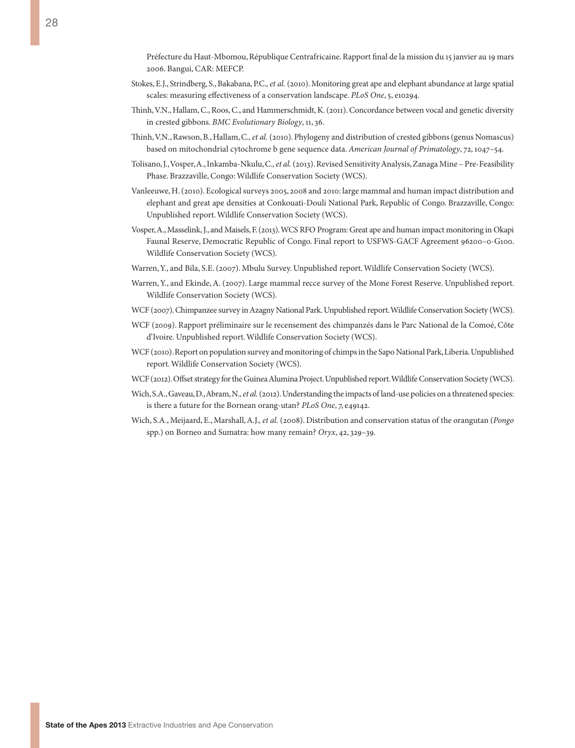Préfecture du Haut-Mbomou, République Centrafricaine. Rapport final de la mission du 15 janvier au 19 mars 2006. Bangui, CAR: MEFCP.

Stokes, E.J., Strindberg, S., Bakabana, P.C.*, et al.* (2010). Monitoring great ape and elephant abundance at large spatial scales: measuring effectiveness of a conservation landscape. *PLoS One*, 5, e10294.

Thinh, V.N., Hallam, C., Roos, C., and Hammerschmidt, K. (2011). Concordance between vocal and genetic diversity in crested gibbons. *BMC Evolutionary Biology*, 11, 36.

Thinh, V.N., Rawson, B., Hallam, C.*, et al.* (2010). Phylogeny and distribution of crested gibbons (genus Nomascus) based on mitochondrial cytochrome b gene sequence data. *American Journal of Primatology*, 72, 1047–54.

Tolisano, J., Vosper, A., Inkamba-Nkulu, C.*, et al.* (2013). Revised Sensitivity Analysis, Zanaga Mine – Pre-Feasibility Phase. Brazzaville, Congo: Wildlife Conservation Society (WCS).

Vanleeuwe, H. (2010). Ecological surveys 2005, 2008 and 2010: large mammal and human impact distribution and elephant and great ape densities at Conkouati-Douli National Park, Republic of Congo. Brazzaville, Congo: Unpublished report. Wildlife Conservation Society (WCS).

Vosper, A., Masselink, J., and Maisels, F. (2013). WCS RFO Program: Great ape and human impact monitoring in Okapi Faunal Reserve, Democratic Republic of Congo. Final report to USFWS-GACF Agreement 96200–0-G100. Wildlife Conservation Society (WCS).

Warren, Y., and Bila, S.E. (2007). Mbulu Survey. Unpublished report. Wildlife Conservation Society (WCS).

Warren, Y., and Ekinde, A. (2007). Large mammal recce survey of the Mone Forest Reserve. Unpublished report. Wildlife Conservation Society (WCS).

WCF (2007). Chimpanzee survey in Azagny National Park. Unpublished report. Wildlife Conservation Society (WCS).

WCF (2009). Rapport préliminaire sur le recensement des chimpanzés dans le Parc National de la Comoé, Côte d'Ivoire. Unpublished report. Wildlife Conservation Society (WCS).

WCF (2010). Report on population survey and monitoring of chimps in the Sapo National Park, Liberia. Unpublished report. Wildlife Conservation Society (WCS).

WCF (2012). Offset strategy for the Guinea Alumina Project. Unpublished report. Wildlife Conservation Society (WCS).

Wich, S.A., Gaveau, D., Abram, N.*, et al.* (2012). Understanding the impacts of land-use policies on a threatened species: is there a future for the Bornean orang-utan? *PLoS One*, 7, e49142.

Wich, S.A., Meijaard, E., Marshall, A.J.*, et al.* (2008). Distribution and conservation status of the orangutan (*Pongo* spp.) on Borneo and Sumatra: how many remain? *Oryx*, 42, 329–39.